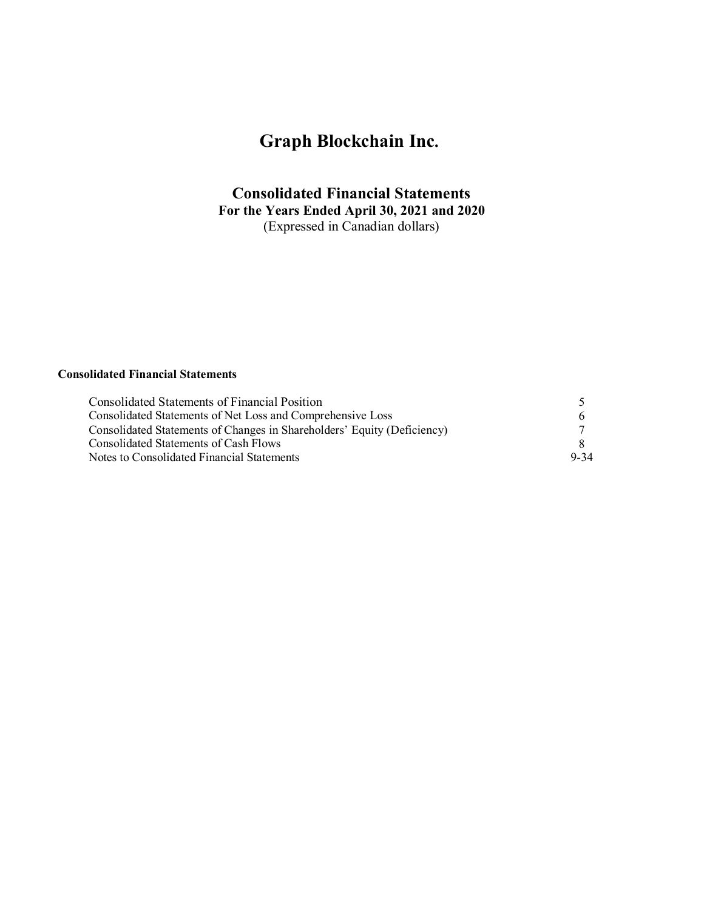# Graph Blockchain Inc.

## Consolidated Financial Statements

**For the Years Ended April 30, 2021 and 2020**

(Expressed in Canadian dollars)

**Consolidated Financial Statements**

| | |
|---|---|
| Consolidated Statements of Financial Position | 5 |
| Consolidated Statements of Net Loss and Comprehensive Loss | 6 |
| Consolidated Statements of Changes in Shareholders' Equity (Deficiency) | 7 |
| Consolidated Statements of Cash Flows | 8 |
| Notes to Consolidated Financial Statements | 9-34 |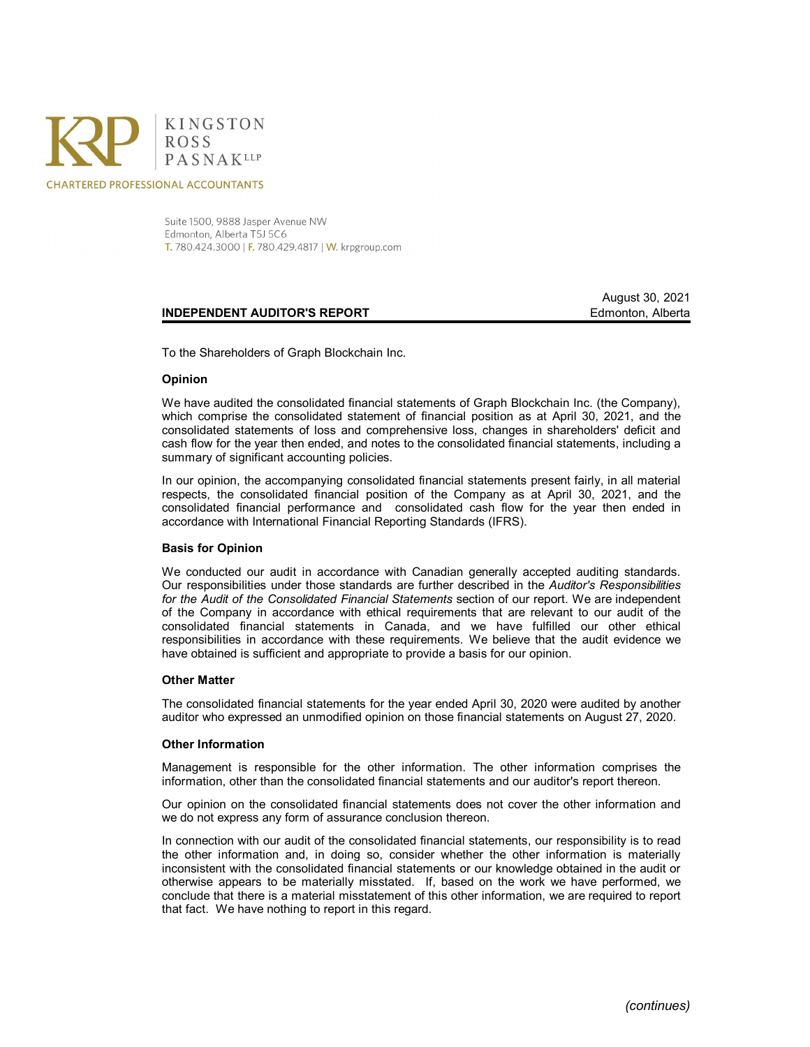**KINGSTON ROSS PASNAK LLP**

CHARTERED PROFESSIONAL ACCOUNTANTS

Suite 1500, 9888 Jasper Avenue NW
Edmonton, Alberta T5J 5C6
T. 780.424.3000 | F. 780.429.4817 | W. krpgroup.com

August 30, 2021
Edmonton, Alberta

## INDEPENDENT AUDITOR'S REPORT

To the Shareholders of Graph Blockchain Inc.

### Opinion

We have audited the consolidated financial statements of Graph Blockchain Inc. (the Company), which comprise the consolidated statement of financial position as at April 30, 2021, and the consolidated statements of loss and comprehensive loss, changes in shareholders' deficit and cash flow for the year then ended, and notes to the consolidated financial statements, including a summary of significant accounting policies.

In our opinion, the accompanying consolidated financial statements present fairly, in all material respects, the consolidated financial position of the Company as at April 30, 2021, and the consolidated financial performance and consolidated cash flow for the year then ended in accordance with International Financial Reporting Standards (IFRS).

### Basis for Opinion

We conducted our audit in accordance with Canadian generally accepted auditing standards. Our responsibilities under those standards are further described in the *Auditor's Responsibilities for the Audit of the Consolidated Financial Statements* section of our report. We are independent of the Company in accordance with ethical requirements that are relevant to our audit of the consolidated financial statements in Canada, and we have fulfilled our other ethical responsibilities in accordance with these requirements. We believe that the audit evidence we have obtained is sufficient and appropriate to provide a basis for our opinion.

### Other Matter

The consolidated financial statements for the year ended April 30, 2020 were audited by another auditor who expressed an unmodified opinion on those financial statements on August 27, 2020.

### Other Information

Management is responsible for the other information. The other information comprises the information, other than the consolidated financial statements and our auditor's report thereon.

Our opinion on the consolidated financial statements does not cover the other information and we do not express any form of assurance conclusion thereon.

In connection with our audit of the consolidated financial statements, our responsibility is to read the other information and, in doing so, consider whether the other information is materially inconsistent with the consolidated financial statements or our knowledge obtained in the audit or otherwise appears to be materially misstated. If, based on the work we have performed, we conclude that there is a material misstatement of this other information, we are required to report that fact. We have nothing to report in this regard.

*(continues)*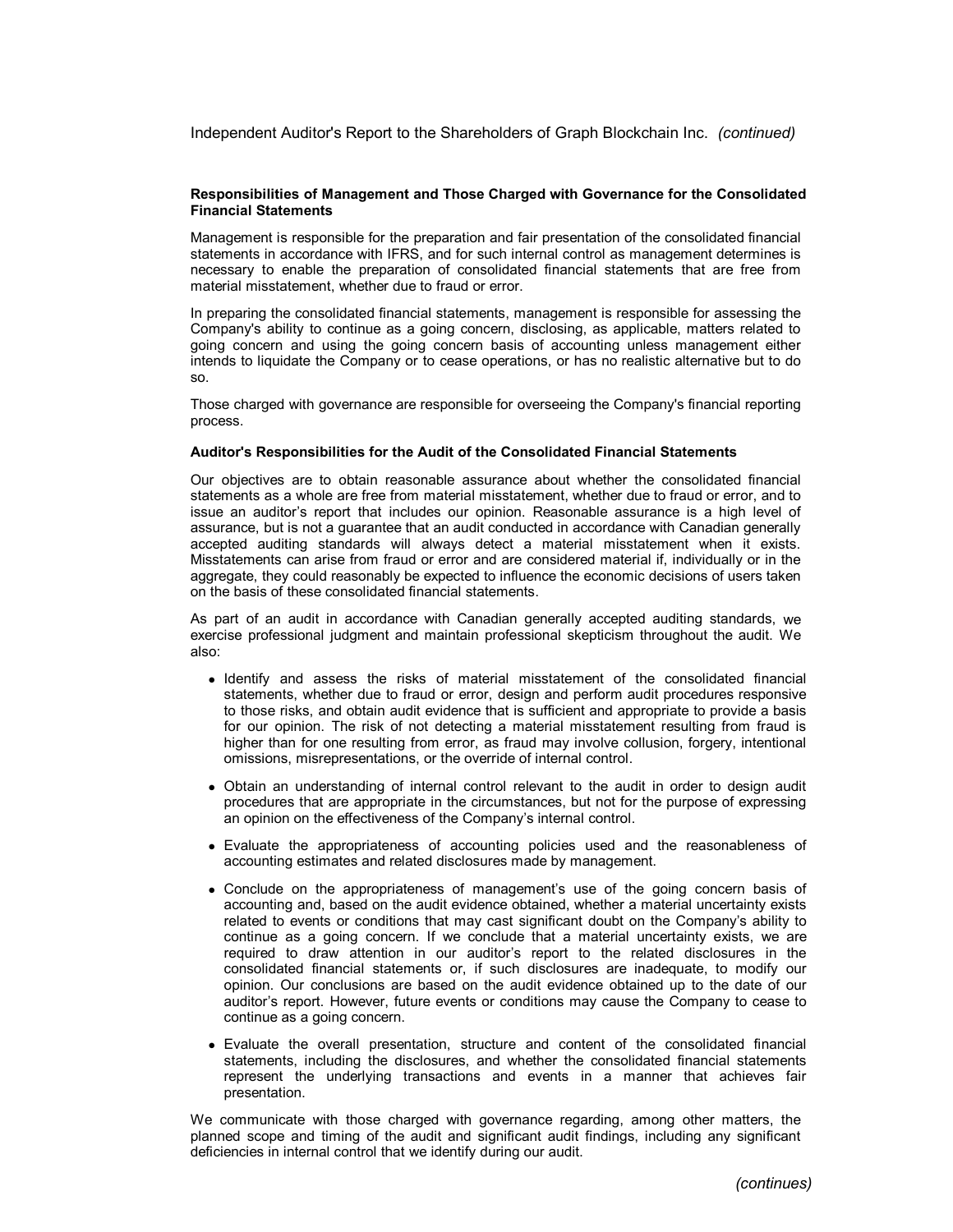Independent Auditor's Report to the Shareholders of Graph Blockchain Inc. *(continued)*

**Responsibilities of Management and Those Charged with Governance for the Consolidated Financial Statements**

Management is responsible for the preparation and fair presentation of the consolidated financial statements in accordance with IFRS, and for such internal control as management determines is necessary to enable the preparation of consolidated financial statements that are free from material misstatement, whether due to fraud or error.

In preparing the consolidated financial statements, management is responsible for assessing the Company's ability to continue as a going concern, disclosing, as applicable, matters related to going concern and using the going concern basis of accounting unless management either intends to liquidate the Company or to cease operations, or has no realistic alternative but to do so.

Those charged with governance are responsible for overseeing the Company's financial reporting process.

**Auditor's Responsibilities for the Audit of the Consolidated Financial Statements**

Our objectives are to obtain reasonable assurance about whether the consolidated financial statements as a whole are free from material misstatement, whether due to fraud or error, and to issue an auditor's report that includes our opinion. Reasonable assurance is a high level of assurance, but is not a guarantee that an audit conducted in accordance with Canadian generally accepted auditing standards will always detect a material misstatement when it exists. Misstatements can arise from fraud or error and are considered material if, individually or in the aggregate, they could reasonably be expected to influence the economic decisions of users taken on the basis of these consolidated financial statements.

As part of an audit in accordance with Canadian generally accepted auditing standards, we exercise professional judgment and maintain professional skepticism throughout the audit. We also:

- Identify and assess the risks of material misstatement of the consolidated financial statements, whether due to fraud or error, design and perform audit procedures responsive to those risks, and obtain audit evidence that is sufficient and appropriate to provide a basis for our opinion. The risk of not detecting a material misstatement resulting from fraud is higher than for one resulting from error, as fraud may involve collusion, forgery, intentional omissions, misrepresentations, or the override of internal control.
- Obtain an understanding of internal control relevant to the audit in order to design audit procedures that are appropriate in the circumstances, but not for the purpose of expressing an opinion on the effectiveness of the Company's internal control.
- Evaluate the appropriateness of accounting policies used and the reasonableness of accounting estimates and related disclosures made by management.
- Conclude on the appropriateness of management's use of the going concern basis of accounting and, based on the audit evidence obtained, whether a material uncertainty exists related to events or conditions that may cast significant doubt on the Company's ability to continue as a going concern. If we conclude that a material uncertainty exists, we are required to draw attention in our auditor's report to the related disclosures in the consolidated financial statements or, if such disclosures are inadequate, to modify our opinion. Our conclusions are based on the audit evidence obtained up to the date of our auditor's report. However, future events or conditions may cause the Company to cease to continue as a going concern.
- Evaluate the overall presentation, structure and content of the consolidated financial statements, including the disclosures, and whether the consolidated financial statements represent the underlying transactions and events in a manner that achieves fair presentation.

We communicate with those charged with governance regarding, among other matters, the planned scope and timing of the audit and significant audit findings, including any significant deficiencies in internal control that we identify during our audit.

*(continues)*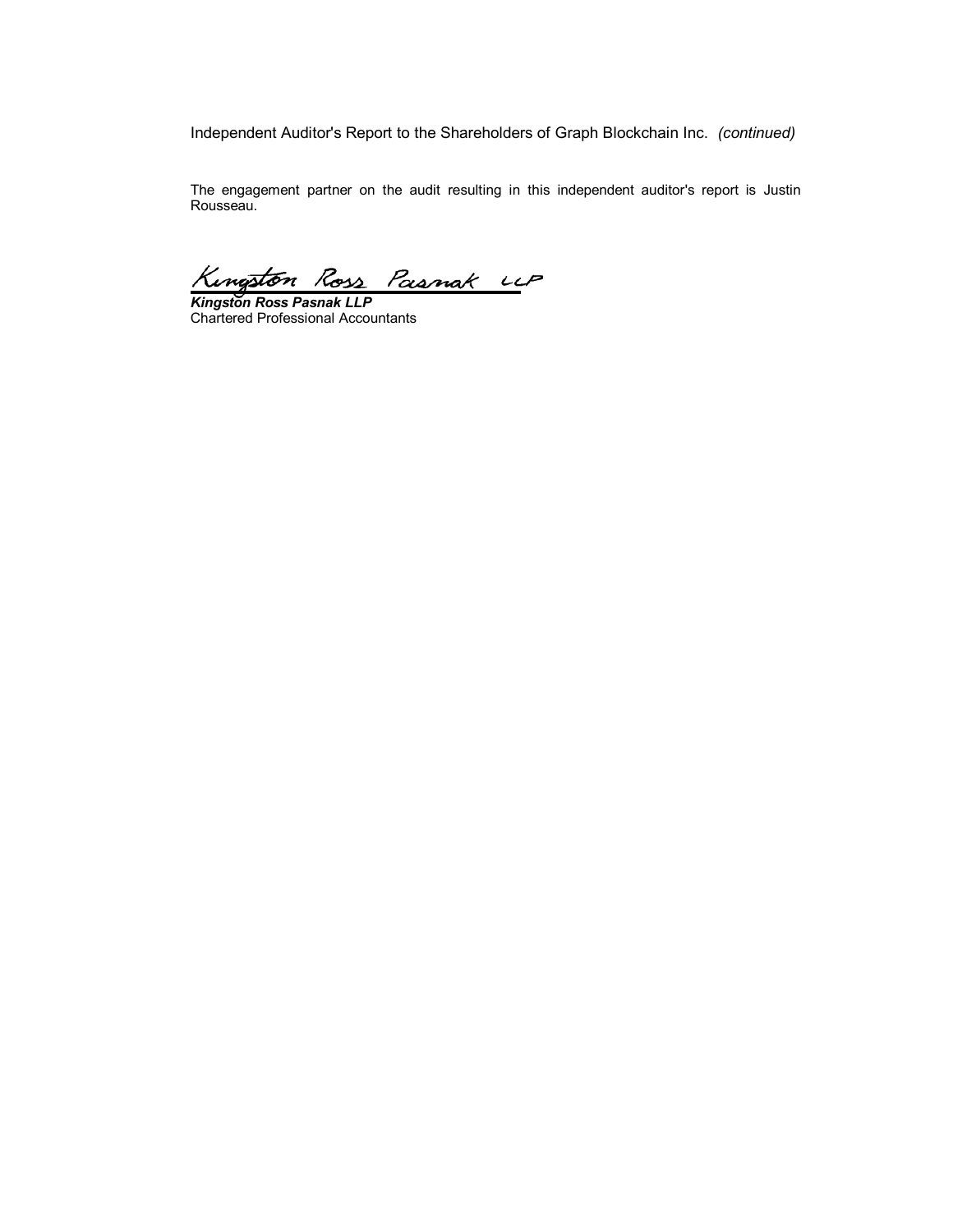Independent Auditor's Report to the Shareholders of Graph Blockchain Inc. *(continued)*

The engagement partner on the audit resulting in this independent auditor's report is Justin Rousseau.

Kingston Ross Pasnak LLP

***Kingston Ross Pasnak LLP***
Chartered Professional Accountants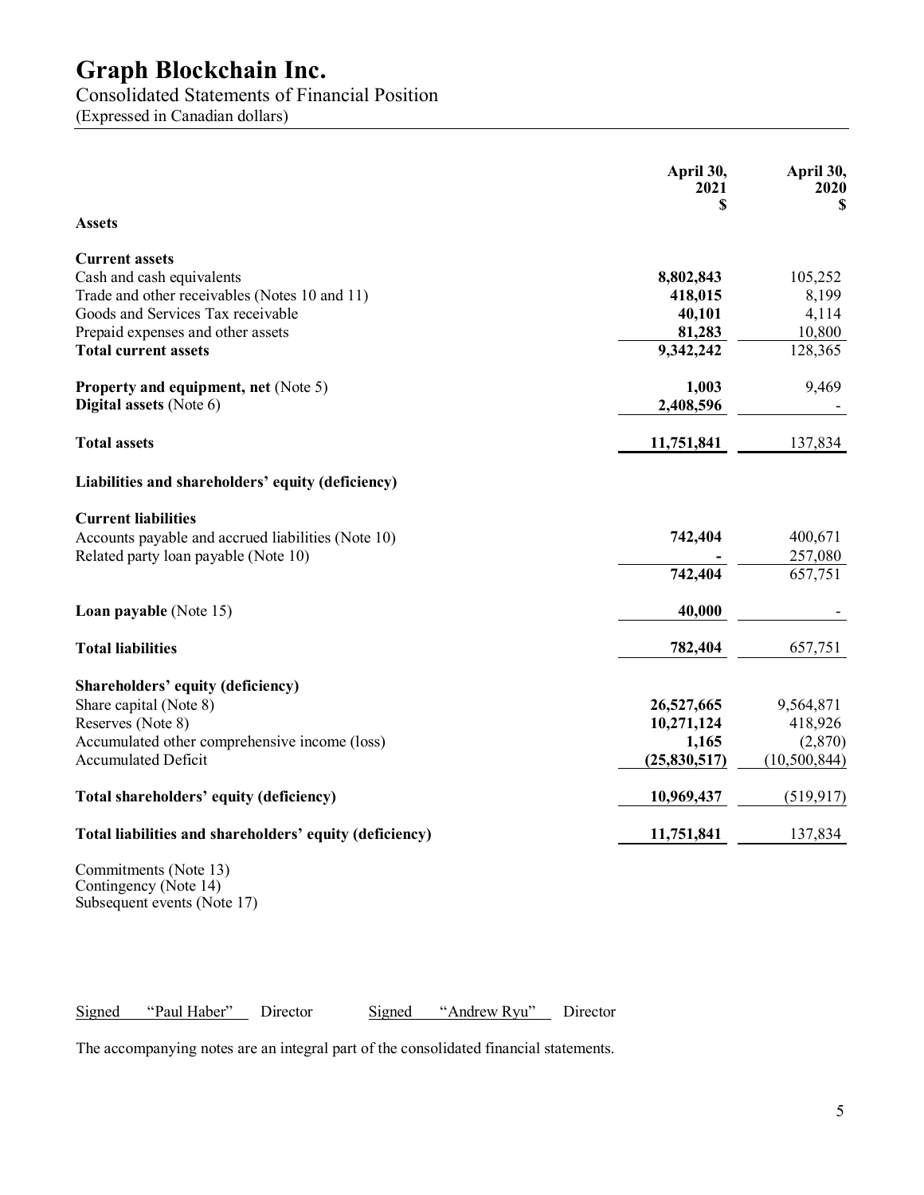# Graph Blockchain Inc.

Consolidated Statements of Financial Position
(Expressed in Canadian dollars)

| | April 30, 2021 $ | April 30, 2020 $ |
|---|---|---|
| **Assets** | | |
| **Current assets** | | |
| Cash and cash equivalents | **8,802,843** | 105,252 |
| Trade and other receivables (Notes 10 and 11) | **418,015** | 8,199 |
| Goods and Services Tax receivable | **40,101** | 4,114 |
| Prepaid expenses and other assets | **81,283** | 10,800 |
| **Total current assets** | **9,342,242** | 128,365 |
| **Property and equipment, net** (Note 5) | **1,003** | 9,469 |
| **Digital assets** (Note 6) | **2,408,596** | - |
| **Total assets** | **11,751,841** | 137,834 |
| **Liabilities and shareholders' equity (deficiency)** | | |
| **Current liabilities** | | |
| Accounts payable and accrued liabilities (Note 10) | **742,404** | 400,671 |
| Related party loan payable (Note 10) | **-** | 257,080 |
| | **742,404** | 657,751 |
| **Loan payable** (Note 15) | **40,000** | - |
| **Total liabilities** | **782,404** | 657,751 |
| **Shareholders' equity (deficiency)** | | |
| Share capital (Note 8) | **26,527,665** | 9,564,871 |
| Reserves (Note 8) | **10,271,124** | 418,926 |
| Accumulated other comprehensive income (loss) | **1,165** | (2,870) |
| Accumulated Deficit | **(25,830,517)** | (10,500,844) |
| **Total shareholders' equity (deficiency)** | **10,969,437** | (519,917) |
| **Total liabilities and shareholders' equity (deficiency)** | **11,751,841** | 137,834 |

Commitments (Note 13)
Contingency (Note 14)
Subsequent events (Note 17)

Signed "Paul Haber" Director     Signed "Andrew Ryu" Director

The accompanying notes are an integral part of the consolidated financial statements.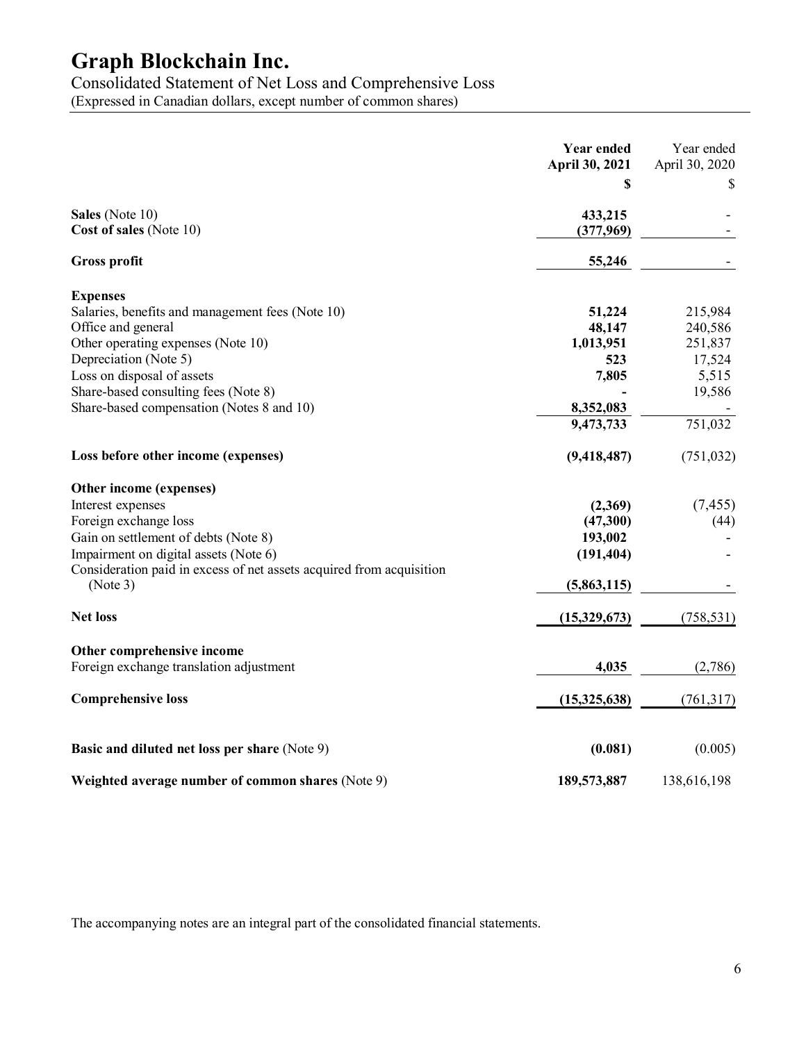# Graph Blockchain Inc.

Consolidated Statement of Net Loss and Comprehensive Loss
(Expressed in Canadian dollars, except number of common shares)

| | **Year ended April 30, 2021** | Year ended April 30, 2020 |
|---|---|---|
| | **$** | $ |
| **Sales** (Note 10) | **433,215** | - |
| **Cost of sales** (Note 10) | **(377,969)** | - |
| **Gross profit** | **55,246** | - |
| **Expenses** | | |
| Salaries, benefits and management fees (Note 10) | **51,224** | 215,984 |
| Office and general | **48,147** | 240,586 |
| Other operating expenses (Note 10) | **1,013,951** | 251,837 |
| Depreciation (Note 5) | **523** | 17,524 |
| Loss on disposal of assets | **7,805** | 5,515 |
| Share-based consulting fees (Note 8) | **-** | 19,586 |
| Share-based compensation (Notes 8 and 10) | **8,352,083** | - |
| | **9,473,733** | 751,032 |
| **Loss before other income (expenses)** | **(9,418,487)** | (751,032) |
| **Other income (expenses)** | | |
| Interest expenses | **(2,369)** | (7,455) |
| Foreign exchange loss | **(47,300)** | (44) |
| Gain on settlement of debts (Note 8) | **193,002** | - |
| Impairment on digital assets (Note 6) | **(191,404)** | - |
| Consideration paid in excess of net assets acquired from acquisition (Note 3) | **(5,863,115)** | - |
| **Net loss** | **(15,329,673)** | (758,531) |
| **Other comprehensive income** | | |
| Foreign exchange translation adjustment | **4,035** | (2,786) |
| **Comprehensive loss** | **(15,325,638)** | (761,317) |
| **Basic and diluted net loss per share** (Note 9) | **(0.081)** | (0.005) |
| **Weighted average number of common shares** (Note 9) | **189,573,887** | 138,616,198 |

The accompanying notes are an integral part of the consolidated financial statements.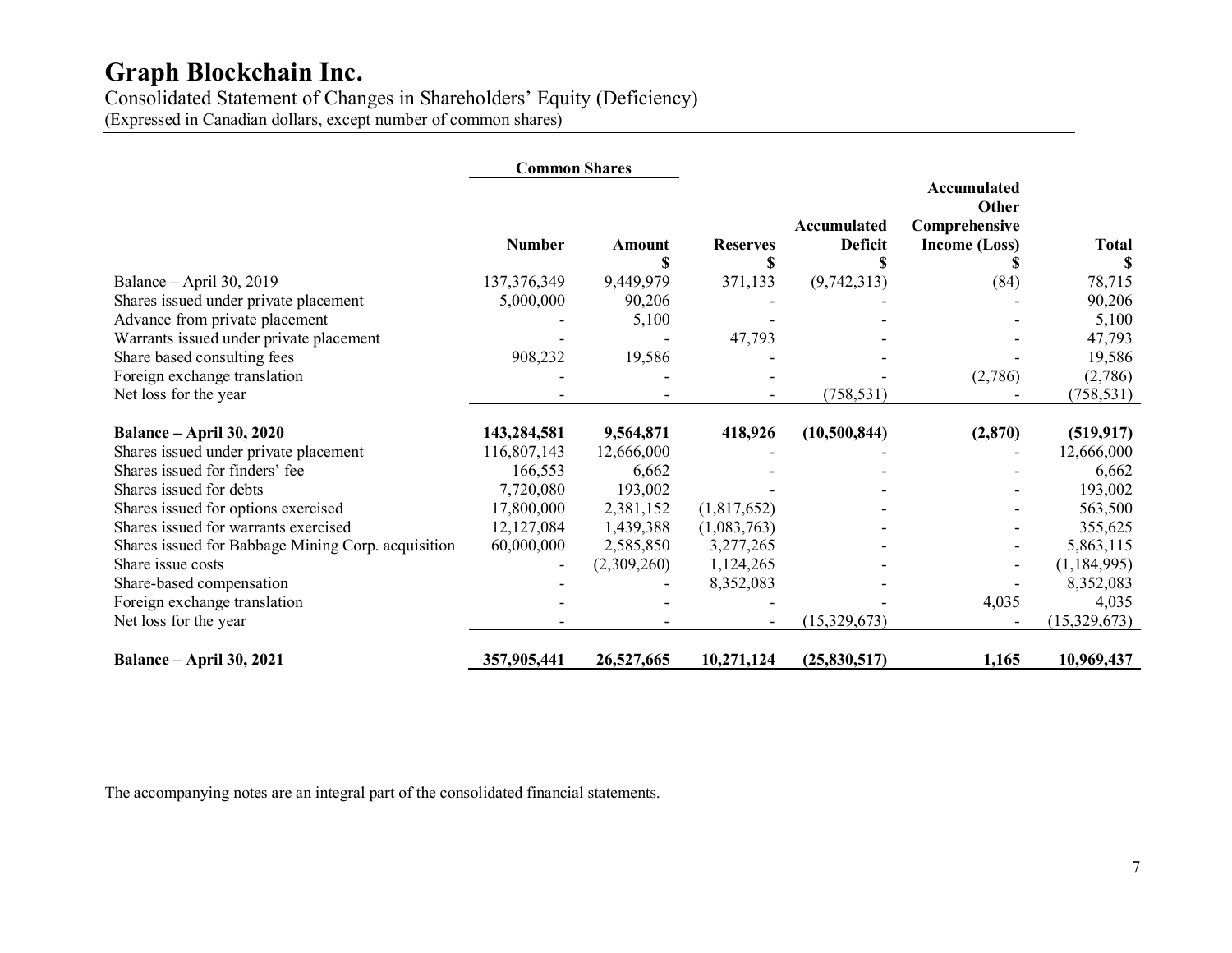# Graph Blockchain Inc.

Consolidated Statement of Changes in Shareholders' Equity (Deficiency)
(Expressed in Canadian dollars, except number of common shares)

| | Common Shares | | | | | |
|---|---|---|---|---|---|---|
| | Number | Amount $ | Reserves $ | Accumulated Deficit $ | Accumulated Other Comprehensive Income (Loss) $ | Total $ |
| Balance – April 30, 2019 | 137,376,349 | 9,449,979 | 371,133 | (9,742,313) | (84) | 78,715 |
| Shares issued under private placement | 5,000,000 | 90,206 | - | - | - | 90,206 |
| Advance from private placement | - | 5,100 | - | - | - | 5,100 |
| Warrants issued under private placement | - | - | 47,793 | - | - | 47,793 |
| Share based consulting fees | 908,232 | 19,586 | - | - | - | 19,586 |
| Foreign exchange translation | - | - | - | - | (2,786) | (2,786) |
| Net loss for the year | - | - | - | (758,531) | - | (758,531) |
| **Balance – April 30, 2020** | **143,284,581** | **9,564,871** | **418,926** | **(10,500,844)** | **(2,870)** | **(519,917)** |
| Shares issued under private placement | 116,807,143 | 12,666,000 | - | - | - | 12,666,000 |
| Shares issued for finders' fee | 166,553 | 6,662 | - | - | - | 6,662 |
| Shares issued for debts | 7,720,080 | 193,002 | - | - | - | 193,002 |
| Shares issued for options exercised | 17,800,000 | 2,381,152 | (1,817,652) | - | - | 563,500 |
| Shares issued for warrants exercised | 12,127,084 | 1,439,388 | (1,083,763) | - | - | 355,625 |
| Shares issued for Babbage Mining Corp. acquisition | 60,000,000 | 2,585,850 | 3,277,265 | - | - | 5,863,115 |
| Share issue costs | - | (2,309,260) | 1,124,265 | - | - | (1,184,995) |
| Share-based compensation | - | - | 8,352,083 | - | - | 8,352,083 |
| Foreign exchange translation | - | - | - | - | 4,035 | 4,035 |
| Net loss for the year | - | - | - | (15,329,673) | - | (15,329,673) |
| **Balance – April 30, 2021** | **357,905,441** | **26,527,665** | **10,271,124** | **(25,830,517)** | **1,165** | **10,969,437** |

The accompanying notes are an integral part of the consolidated financial statements.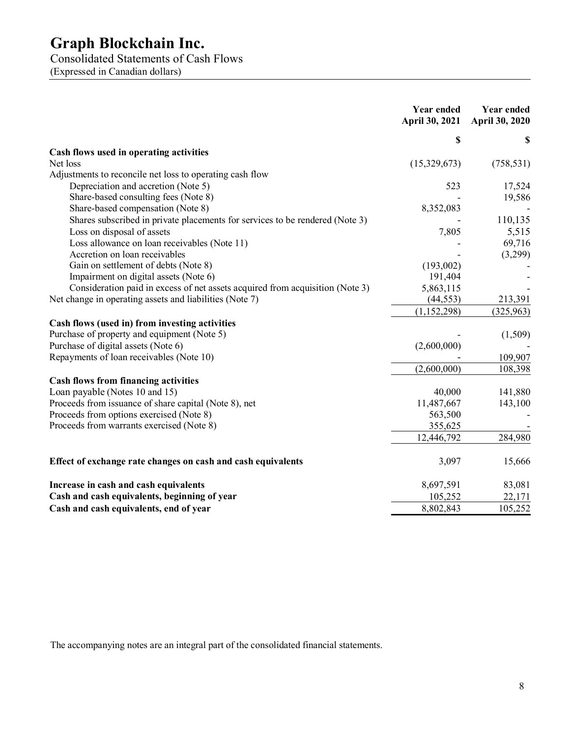# Graph Blockchain Inc.

Consolidated Statements of Cash Flows
(Expressed in Canadian dollars)

| | Year ended April 30, 2021 | Year ended April 30, 2020 |
|---|---|---|
| | $ | $ |
| **Cash flows used in operating activities** | | |
| Net loss | (15,329,673) | (758,531) |
| Adjustments to reconcile net loss to operating cash flow | | |
| Depreciation and accretion (Note 5) | 523 | 17,524 |
| Share-based consulting fees (Note 8) | - | 19,586 |
| Share-based compensation (Note 8) | 8,352,083 | - |
| Shares subscribed in private placements for services to be rendered (Note 3) | - | 110,135 |
| Loss on disposal of assets | 7,805 | 5,515 |
| Loss allowance on loan receivables (Note 11) | - | 69,716 |
| Accretion on loan receivables | - | (3,299) |
| Gain on settlement of debts (Note 8) | (193,002) | - |
| Impairment on digital assets (Note 6) | 191,404 | - |
| Consideration paid in excess of net assets acquired from acquisition (Note 3) | 5,863,115 | - |
| Net change in operating assets and liabilities (Note 7) | (44,553) | 213,391 |
| | (1,152,298) | (325,963) |
| **Cash flows (used in) from investing activities** | | |
| Purchase of property and equipment (Note 5) | - | (1,509) |
| Purchase of digital assets (Note 6) | (2,600,000) | - |
| Repayments of loan receivables (Note 10) | - | 109,907 |
| | (2,600,000) | 108,398 |
| **Cash flows from financing activities** | | |
| Loan payable (Notes 10 and 15) | 40,000 | 141,880 |
| Proceeds from issuance of share capital (Note 8), net | 11,487,667 | 143,100 |
| Proceeds from options exercised (Note 8) | 563,500 | - |
| Proceeds from warrants exercised (Note 8) | 355,625 | - |
| | 12,446,792 | 284,980 |
| **Effect of exchange rate changes on cash and cash equivalents** | 3,097 | 15,666 |
| **Increase in cash and cash equivalents** | 8,697,591 | 83,081 |
| **Cash and cash equivalents, beginning of year** | 105,252 | 22,171 |
| **Cash and cash equivalents, end of year** | 8,802,843 | 105,252 |

The accompanying notes are an integral part of the consolidated financial statements.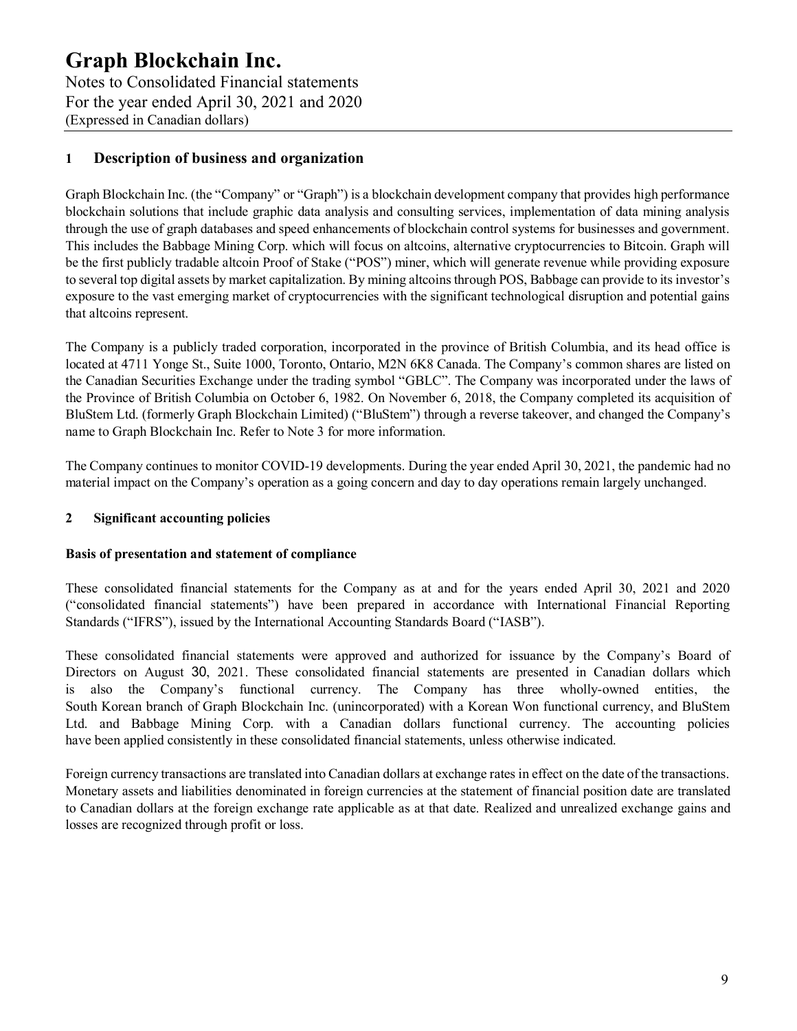## 1 Description of business and organization

Graph Blockchain Inc. (the "Company" or "Graph") is a blockchain development company that provides high performance blockchain solutions that include graphic data analysis and consulting services, implementation of data mining analysis through the use of graph databases and speed enhancements of blockchain control systems for businesses and government. This includes the Babbage Mining Corp. which will focus on altcoins, alternative cryptocurrencies to Bitcoin. Graph will be the first publicly tradable altcoin Proof of Stake ("POS") miner, which will generate revenue while providing exposure to several top digital assets by market capitalization. By mining altcoins through POS, Babbage can provide to its investor's exposure to the vast emerging market of cryptocurrencies with the significant technological disruption and potential gains that altcoins represent.

The Company is a publicly traded corporation, incorporated in the province of British Columbia, and its head office is located at 4711 Yonge St., Suite 1000, Toronto, Ontario, M2N 6K8 Canada. The Company's common shares are listed on the Canadian Securities Exchange under the trading symbol "GBLC". The Company was incorporated under the laws of the Province of British Columbia on October 6, 1982. On November 6, 2018, the Company completed its acquisition of BluStem Ltd. (formerly Graph Blockchain Limited) ("BluStem") through a reverse takeover, and changed the Company's name to Graph Blockchain Inc. Refer to Note 3 for more information.

The Company continues to monitor COVID-19 developments. During the year ended April 30, 2021, the pandemic had no material impact on the Company's operation as a going concern and day to day operations remain largely unchanged.

## 2 Significant accounting policies

### Basis of presentation and statement of compliance

These consolidated financial statements for the Company as at and for the years ended April 30, 2021 and 2020 ("consolidated financial statements") have been prepared in accordance with International Financial Reporting Standards ("IFRS"), issued by the International Accounting Standards Board ("IASB").

These consolidated financial statements were approved and authorized for issuance by the Company's Board of Directors on August 30, 2021. These consolidated financial statements are presented in Canadian dollars which is also the Company's functional currency. The Company has three wholly-owned entities, the South Korean branch of Graph Blockchain Inc. (unincorporated) with a Korean Won functional currency, and BluStem Ltd. and Babbage Mining Corp. with a Canadian dollars functional currency. The accounting policies have been applied consistently in these consolidated financial statements, unless otherwise indicated.

Foreign currency transactions are translated into Canadian dollars at exchange rates in effect on the date of the transactions. Monetary assets and liabilities denominated in foreign currencies at the statement of financial position date are translated to Canadian dollars at the foreign exchange rate applicable as at that date. Realized and unrealized exchange gains and losses are recognized through profit or loss.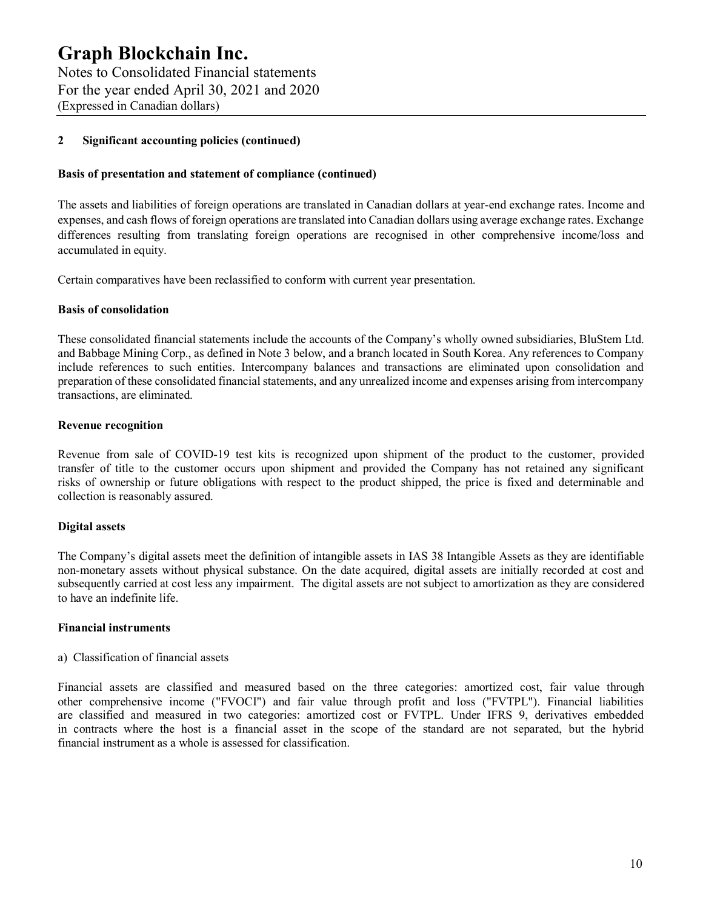## 2 Significant accounting policies (continued)

### Basis of presentation and statement of compliance (continued)

The assets and liabilities of foreign operations are translated in Canadian dollars at year-end exchange rates. Income and expenses, and cash flows of foreign operations are translated into Canadian dollars using average exchange rates. Exchange differences resulting from translating foreign operations are recognised in other comprehensive income/loss and accumulated in equity.

Certain comparatives have been reclassified to conform with current year presentation.

### Basis of consolidation

These consolidated financial statements include the accounts of the Company's wholly owned subsidiaries, BluStem Ltd. and Babbage Mining Corp., as defined in Note 3 below, and a branch located in South Korea. Any references to Company include references to such entities. Intercompany balances and transactions are eliminated upon consolidation and preparation of these consolidated financial statements, and any unrealized income and expenses arising from intercompany transactions, are eliminated.

### Revenue recognition

Revenue from sale of COVID-19 test kits is recognized upon shipment of the product to the customer, provided transfer of title to the customer occurs upon shipment and provided the Company has not retained any significant risks of ownership or future obligations with respect to the product shipped, the price is fixed and determinable and collection is reasonably assured.

### Digital assets

The Company's digital assets meet the definition of intangible assets in IAS 38 Intangible Assets as they are identifiable non-monetary assets without physical substance. On the date acquired, digital assets are initially recorded at cost and subsequently carried at cost less any impairment. The digital assets are not subject to amortization as they are considered to have an indefinite life.

### Financial instruments

a) Classification of financial assets

Financial assets are classified and measured based on the three categories: amortized cost, fair value through other comprehensive income ("FVOCI") and fair value through profit and loss ("FVTPL"). Financial liabilities are classified and measured in two categories: amortized cost or FVTPL. Under IFRS 9, derivatives embedded in contracts where the host is a financial asset in the scope of the standard are not separated, but the hybrid financial instrument as a whole is assessed for classification.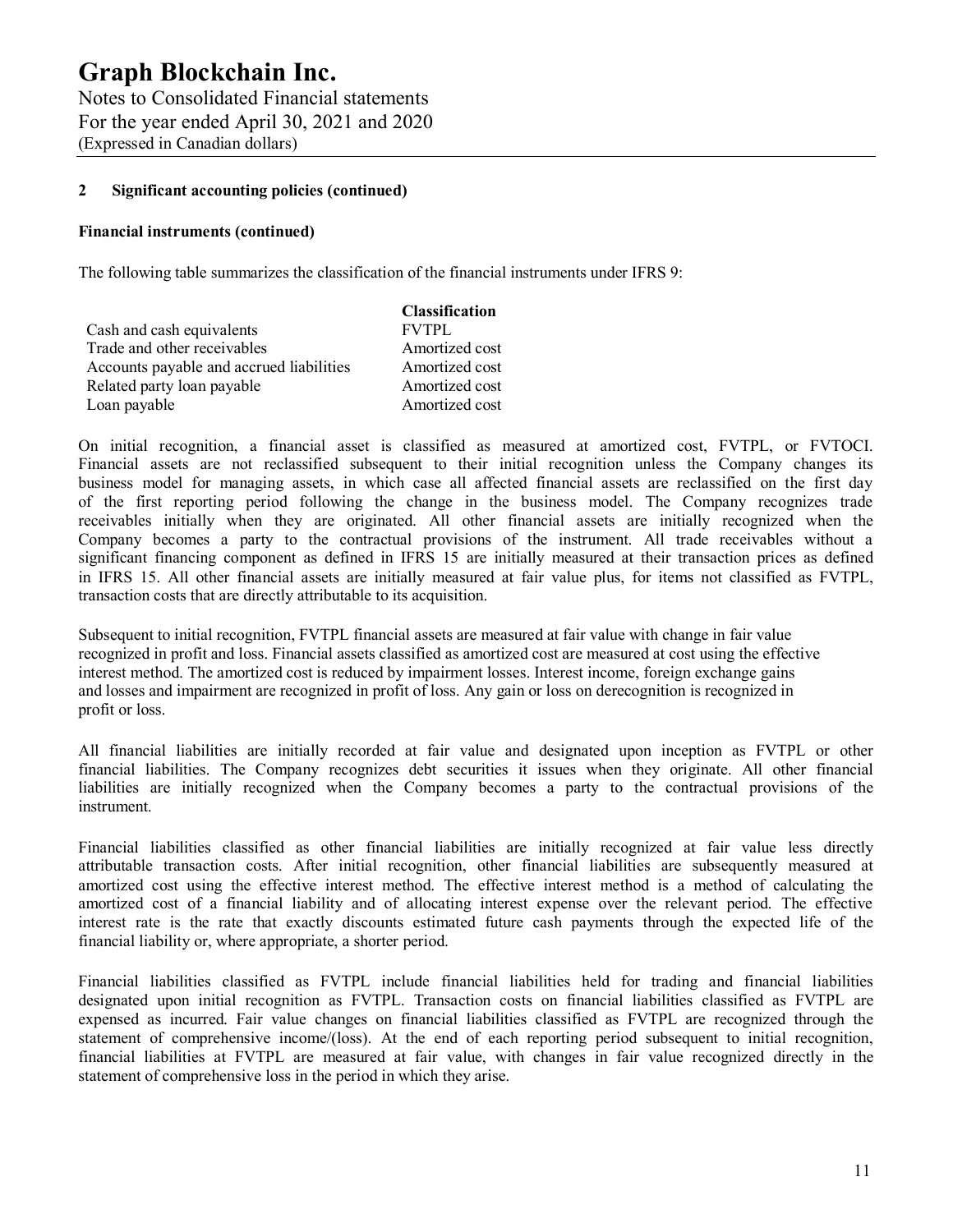## 2 Significant accounting policies (continued)

**Financial instruments (continued)**

The following table summarizes the classification of the financial instruments under IFRS 9:

| | Classification |
|---|---|
| Cash and cash equivalents | FVTPL |
| Trade and other receivables | Amortized cost |
| Accounts payable and accrued liabilities | Amortized cost |
| Related party loan payable | Amortized cost |
| Loan payable | Amortized cost |

On initial recognition, a financial asset is classified as measured at amortized cost, FVTPL, or FVTOCI. Financial assets are not reclassified subsequent to their initial recognition unless the Company changes its business model for managing assets, in which case all affected financial assets are reclassified on the first day of the first reporting period following the change in the business model. The Company recognizes trade receivables initially when they are originated. All other financial assets are initially recognized when the Company becomes a party to the contractual provisions of the instrument. All trade receivables without a significant financing component as defined in IFRS 15 are initially measured at their transaction prices as defined in IFRS 15. All other financial assets are initially measured at fair value plus, for items not classified as FVTPL, transaction costs that are directly attributable to its acquisition.

Subsequent to initial recognition, FVTPL financial assets are measured at fair value with change in fair value recognized in profit and loss. Financial assets classified as amortized cost are measured at cost using the effective interest method. The amortized cost is reduced by impairment losses. Interest income, foreign exchange gains and losses and impairment are recognized in profit of loss. Any gain or loss on derecognition is recognized in profit or loss.

All financial liabilities are initially recorded at fair value and designated upon inception as FVTPL or other financial liabilities. The Company recognizes debt securities it issues when they originate. All other financial liabilities are initially recognized when the Company becomes a party to the contractual provisions of the instrument.

Financial liabilities classified as other financial liabilities are initially recognized at fair value less directly attributable transaction costs. After initial recognition, other financial liabilities are subsequently measured at amortized cost using the effective interest method. The effective interest method is a method of calculating the amortized cost of a financial liability and of allocating interest expense over the relevant period. The effective interest rate is the rate that exactly discounts estimated future cash payments through the expected life of the financial liability or, where appropriate, a shorter period.

Financial liabilities classified as FVTPL include financial liabilities held for trading and financial liabilities designated upon initial recognition as FVTPL. Transaction costs on financial liabilities classified as FVTPL are expensed as incurred. Fair value changes on financial liabilities classified as FVTPL are recognized through the statement of comprehensive income/(loss). At the end of each reporting period subsequent to initial recognition, financial liabilities at FVTPL are measured at fair value, with changes in fair value recognized directly in the statement of comprehensive loss in the period in which they arise.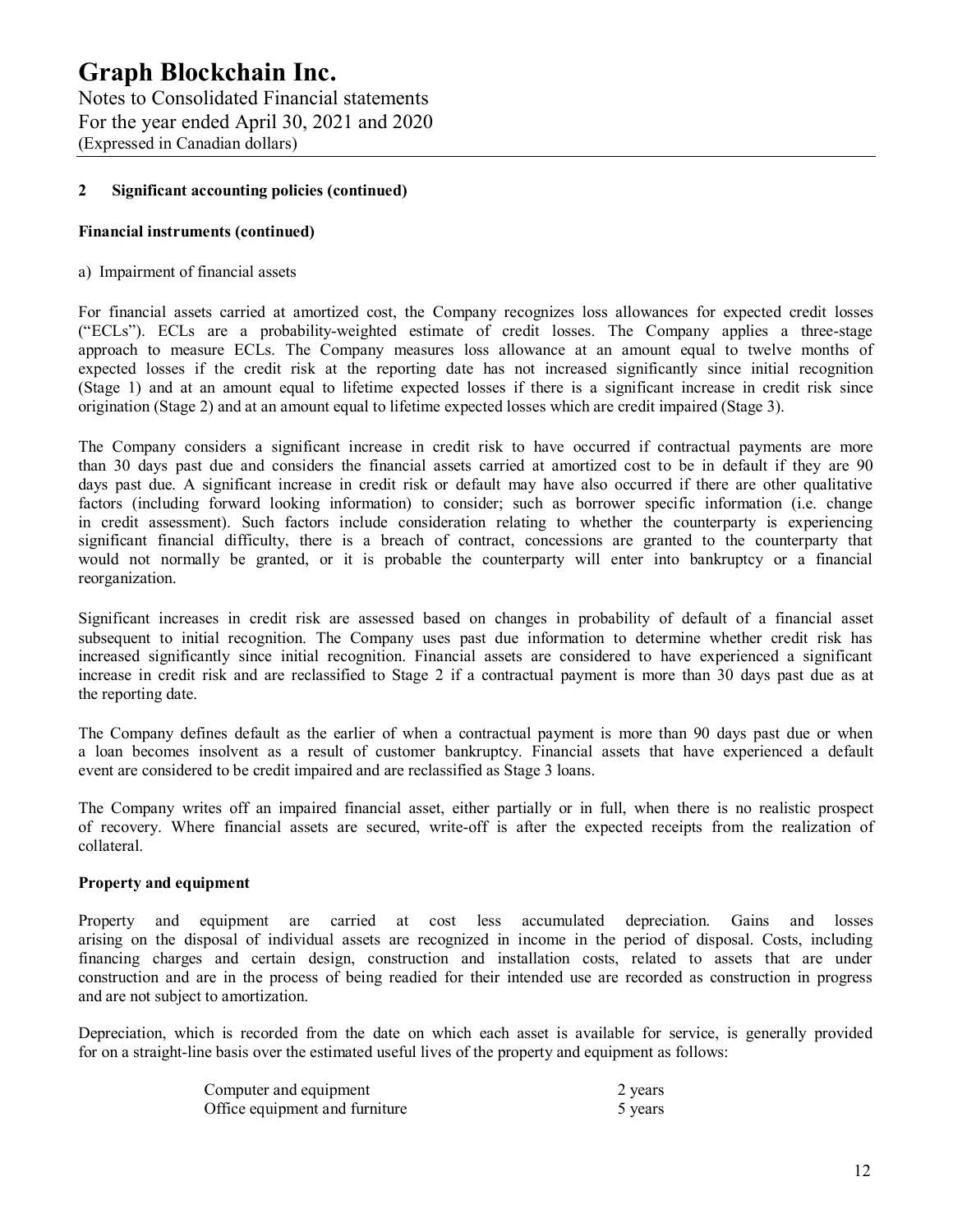## 2 Significant accounting policies (continued)

### Financial instruments (continued)

a) Impairment of financial assets

For financial assets carried at amortized cost, the Company recognizes loss allowances for expected credit losses ("ECLs"). ECLs are a probability-weighted estimate of credit losses. The Company applies a three-stage approach to measure ECLs. The Company measures loss allowance at an amount equal to twelve months of expected losses if the credit risk at the reporting date has not increased significantly since initial recognition (Stage 1) and at an amount equal to lifetime expected losses if there is a significant increase in credit risk since origination (Stage 2) and at an amount equal to lifetime expected losses which are credit impaired (Stage 3).

The Company considers a significant increase in credit risk to have occurred if contractual payments are more than 30 days past due and considers the financial assets carried at amortized cost to be in default if they are 90 days past due. A significant increase in credit risk or default may have also occurred if there are other qualitative factors (including forward looking information) to consider; such as borrower specific information (i.e. change in credit assessment). Such factors include consideration relating to whether the counterparty is experiencing significant financial difficulty, there is a breach of contract, concessions are granted to the counterparty that would not normally be granted, or it is probable the counterparty will enter into bankruptcy or a financial reorganization.

Significant increases in credit risk are assessed based on changes in probability of default of a financial asset subsequent to initial recognition. The Company uses past due information to determine whether credit risk has increased significantly since initial recognition. Financial assets are considered to have experienced a significant increase in credit risk and are reclassified to Stage 2 if a contractual payment is more than 30 days past due as at the reporting date.

The Company defines default as the earlier of when a contractual payment is more than 90 days past due or when a loan becomes insolvent as a result of customer bankruptcy. Financial assets that have experienced a default event are considered to be credit impaired and are reclassified as Stage 3 loans.

The Company writes off an impaired financial asset, either partially or in full, when there is no realistic prospect of recovery. Where financial assets are secured, write-off is after the expected receipts from the realization of collateral.

### Property and equipment

Property and equipment are carried at cost less accumulated depreciation. Gains and losses arising on the disposal of individual assets are recognized in income in the period of disposal. Costs, including financing charges and certain design, construction and installation costs, related to assets that are under construction and are in the process of being readied for their intended use are recorded as construction in progress and are not subject to amortization.

Depreciation, which is recorded from the date on which each asset is available for service, is generally provided for on a straight-line basis over the estimated useful lives of the property and equipment as follows:

| | |
|---|---|
| Computer and equipment | 2 years |
| Office equipment and furniture | 5 years |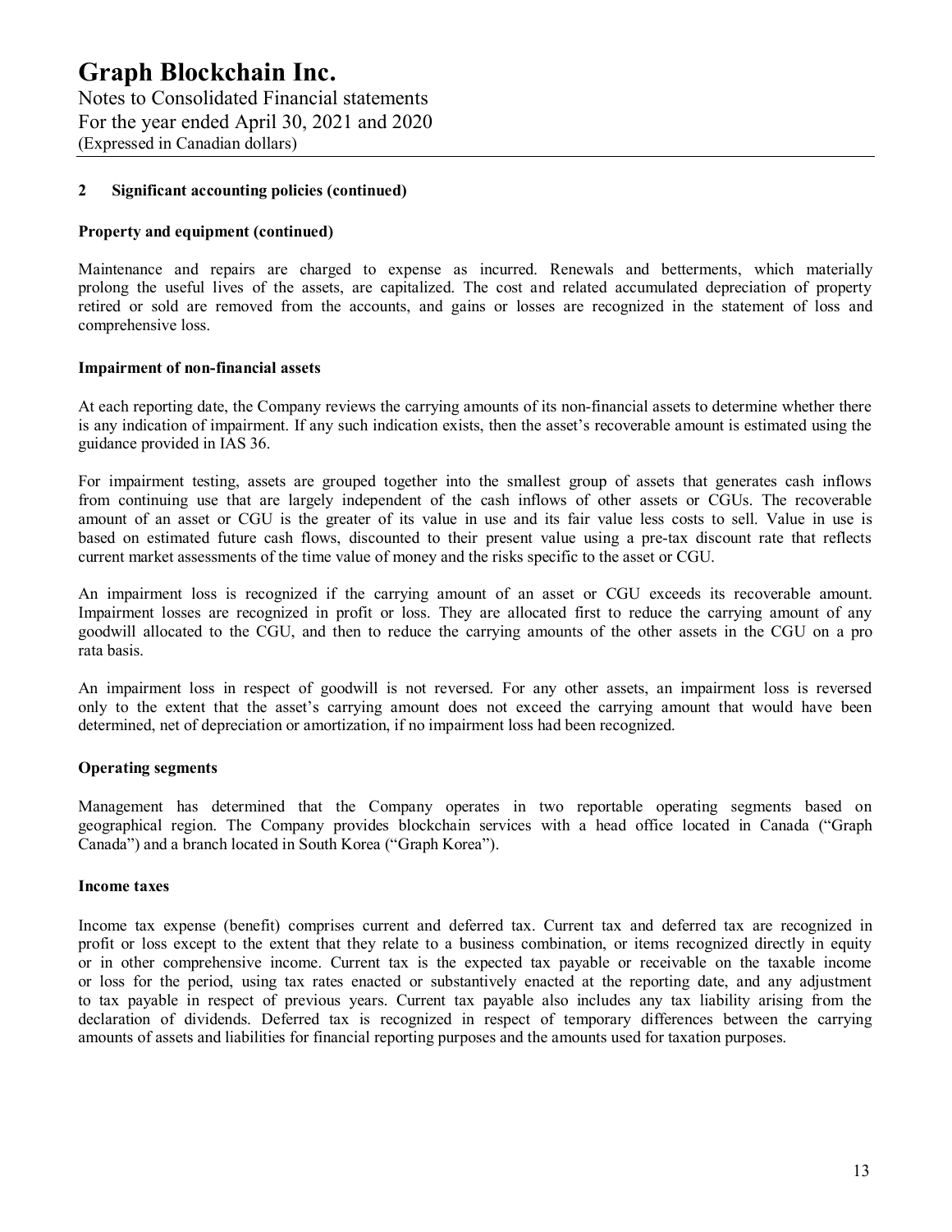## 2 Significant accounting policies (continued)

### Property and equipment (continued)

Maintenance and repairs are charged to expense as incurred. Renewals and betterments, which materially prolong the useful lives of the assets, are capitalized. The cost and related accumulated depreciation of property retired or sold are removed from the accounts, and gains or losses are recognized in the statement of loss and comprehensive loss.

### Impairment of non-financial assets

At each reporting date, the Company reviews the carrying amounts of its non-financial assets to determine whether there is any indication of impairment. If any such indication exists, then the asset's recoverable amount is estimated using the guidance provided in IAS 36.

For impairment testing, assets are grouped together into the smallest group of assets that generates cash inflows from continuing use that are largely independent of the cash inflows of other assets or CGUs. The recoverable amount of an asset or CGU is the greater of its value in use and its fair value less costs to sell. Value in use is based on estimated future cash flows, discounted to their present value using a pre-tax discount rate that reflects current market assessments of the time value of money and the risks specific to the asset or CGU.

An impairment loss is recognized if the carrying amount of an asset or CGU exceeds its recoverable amount. Impairment losses are recognized in profit or loss. They are allocated first to reduce the carrying amount of any goodwill allocated to the CGU, and then to reduce the carrying amounts of the other assets in the CGU on a pro rata basis.

An impairment loss in respect of goodwill is not reversed. For any other assets, an impairment loss is reversed only to the extent that the asset's carrying amount does not exceed the carrying amount that would have been determined, net of depreciation or amortization, if no impairment loss had been recognized.

### Operating segments

Management has determined that the Company operates in two reportable operating segments based on geographical region. The Company provides blockchain services with a head office located in Canada ("Graph Canada") and a branch located in South Korea ("Graph Korea").

### Income taxes

Income tax expense (benefit) comprises current and deferred tax. Current tax and deferred tax are recognized in profit or loss except to the extent that they relate to a business combination, or items recognized directly in equity or in other comprehensive income. Current tax is the expected tax payable or receivable on the taxable income or loss for the period, using tax rates enacted or substantively enacted at the reporting date, and any adjustment to tax payable in respect of previous years. Current tax payable also includes any tax liability arising from the declaration of dividends. Deferred tax is recognized in respect of temporary differences between the carrying amounts of assets and liabilities for financial reporting purposes and the amounts used for taxation purposes.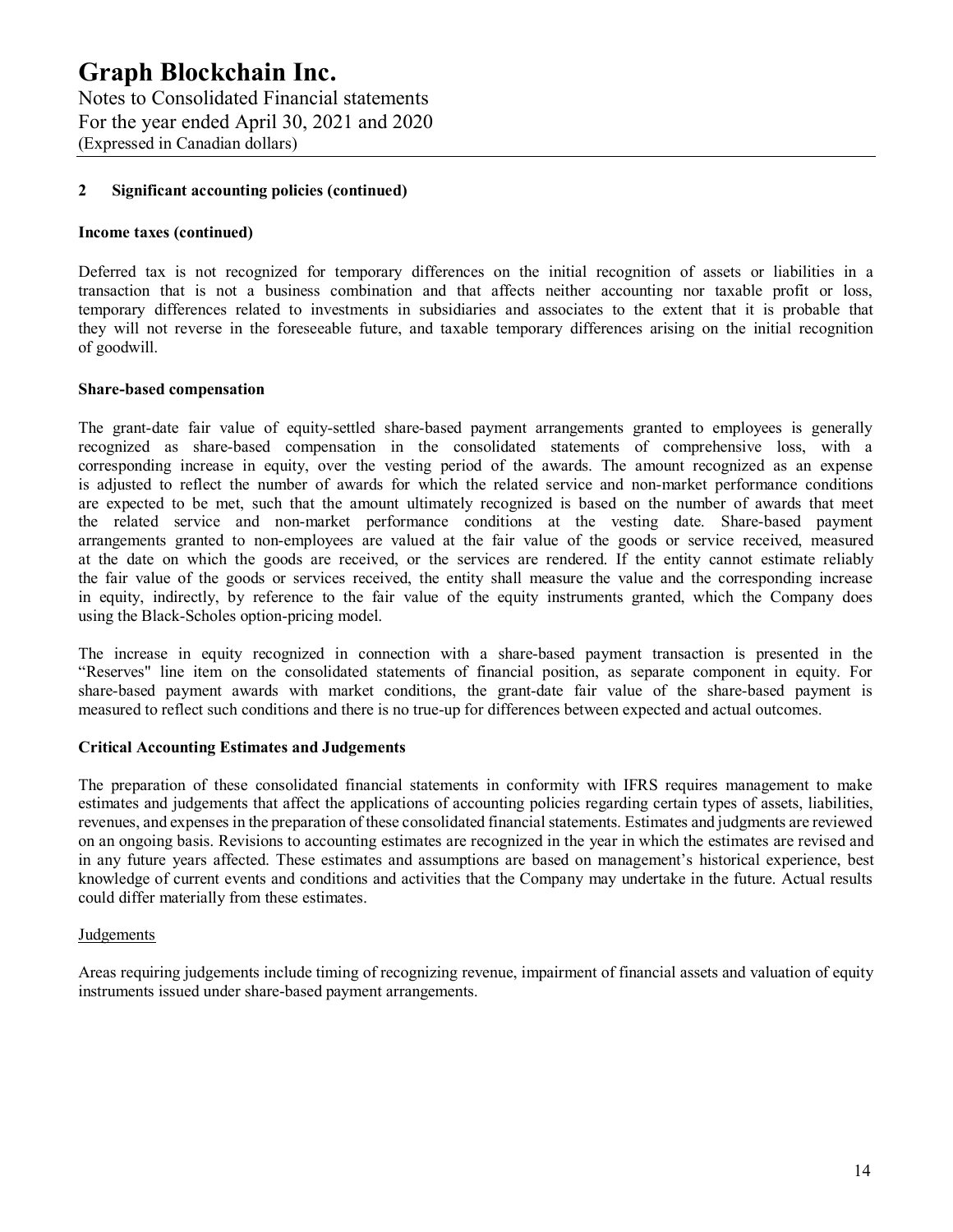## 2 Significant accounting policies (continued)

**Income taxes (continued)**

Deferred tax is not recognized for temporary differences on the initial recognition of assets or liabilities in a transaction that is not a business combination and that affects neither accounting nor taxable profit or loss, temporary differences related to investments in subsidiaries and associates to the extent that it is probable that they will not reverse in the foreseeable future, and taxable temporary differences arising on the initial recognition of goodwill.

**Share-based compensation**

The grant-date fair value of equity-settled share-based payment arrangements granted to employees is generally recognized as share-based compensation in the consolidated statements of comprehensive loss, with a corresponding increase in equity, over the vesting period of the awards. The amount recognized as an expense is adjusted to reflect the number of awards for which the related service and non-market performance conditions are expected to be met, such that the amount ultimately recognized is based on the number of awards that meet the related service and non-market performance conditions at the vesting date. Share-based payment arrangements granted to non-employees are valued at the fair value of the goods or service received, measured at the date on which the goods are received, or the services are rendered. If the entity cannot estimate reliably the fair value of the goods or services received, the entity shall measure the value and the corresponding increase in equity, indirectly, by reference to the fair value of the equity instruments granted, which the Company does using the Black-Scholes option-pricing model.

The increase in equity recognized in connection with a share-based payment transaction is presented in the "Reserves" line item on the consolidated statements of financial position, as separate component in equity. For share-based payment awards with market conditions, the grant-date fair value of the share-based payment is measured to reflect such conditions and there is no true-up for differences between expected and actual outcomes.

**Critical Accounting Estimates and Judgements**

The preparation of these consolidated financial statements in conformity with IFRS requires management to make estimates and judgements that affect the applications of accounting policies regarding certain types of assets, liabilities, revenues, and expenses in the preparation of these consolidated financial statements. Estimates and judgments are reviewed on an ongoing basis. Revisions to accounting estimates are recognized in the year in which the estimates are revised and in any future years affected. These estimates and assumptions are based on management's historical experience, best knowledge of current events and conditions and activities that the Company may undertake in the future. Actual results could differ materially from these estimates.

Judgements

Areas requiring judgements include timing of recognizing revenue, impairment of financial assets and valuation of equity instruments issued under share-based payment arrangements.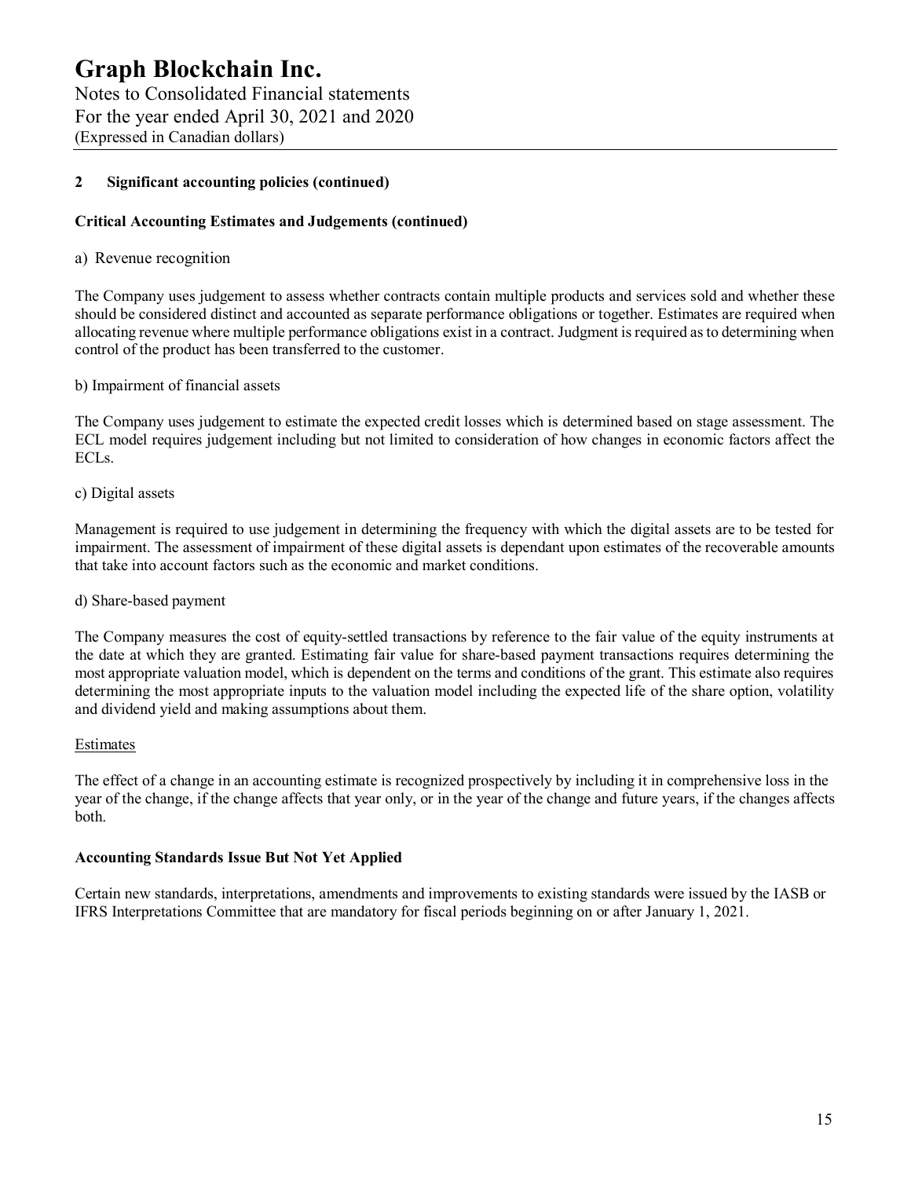## 2 Significant accounting policies (continued)

### Critical Accounting Estimates and Judgements (continued)

a) Revenue recognition

The Company uses judgement to assess whether contracts contain multiple products and services sold and whether these should be considered distinct and accounted as separate performance obligations or together. Estimates are required when allocating revenue where multiple performance obligations exist in a contract. Judgment is required as to determining when control of the product has been transferred to the customer.

b) Impairment of financial assets

The Company uses judgement to estimate the expected credit losses which is determined based on stage assessment. The ECL model requires judgement including but not limited to consideration of how changes in economic factors affect the ECLs.

c) Digital assets

Management is required to use judgement in determining the frequency with which the digital assets are to be tested for impairment. The assessment of impairment of these digital assets is dependant upon estimates of the recoverable amounts that take into account factors such as the economic and market conditions.

d) Share-based payment

The Company measures the cost of equity-settled transactions by reference to the fair value of the equity instruments at the date at which they are granted. Estimating fair value for share-based payment transactions requires determining the most appropriate valuation model, which is dependent on the terms and conditions of the grant. This estimate also requires determining the most appropriate inputs to the valuation model including the expected life of the share option, volatility and dividend yield and making assumptions about them.

Estimates

The effect of a change in an accounting estimate is recognized prospectively by including it in comprehensive loss in the year of the change, if the change affects that year only, or in the year of the change and future years, if the changes affects both.

### Accounting Standards Issue But Not Yet Applied

Certain new standards, interpretations, amendments and improvements to existing standards were issued by the IASB or IFRS Interpretations Committee that are mandatory for fiscal periods beginning on or after January 1, 2021.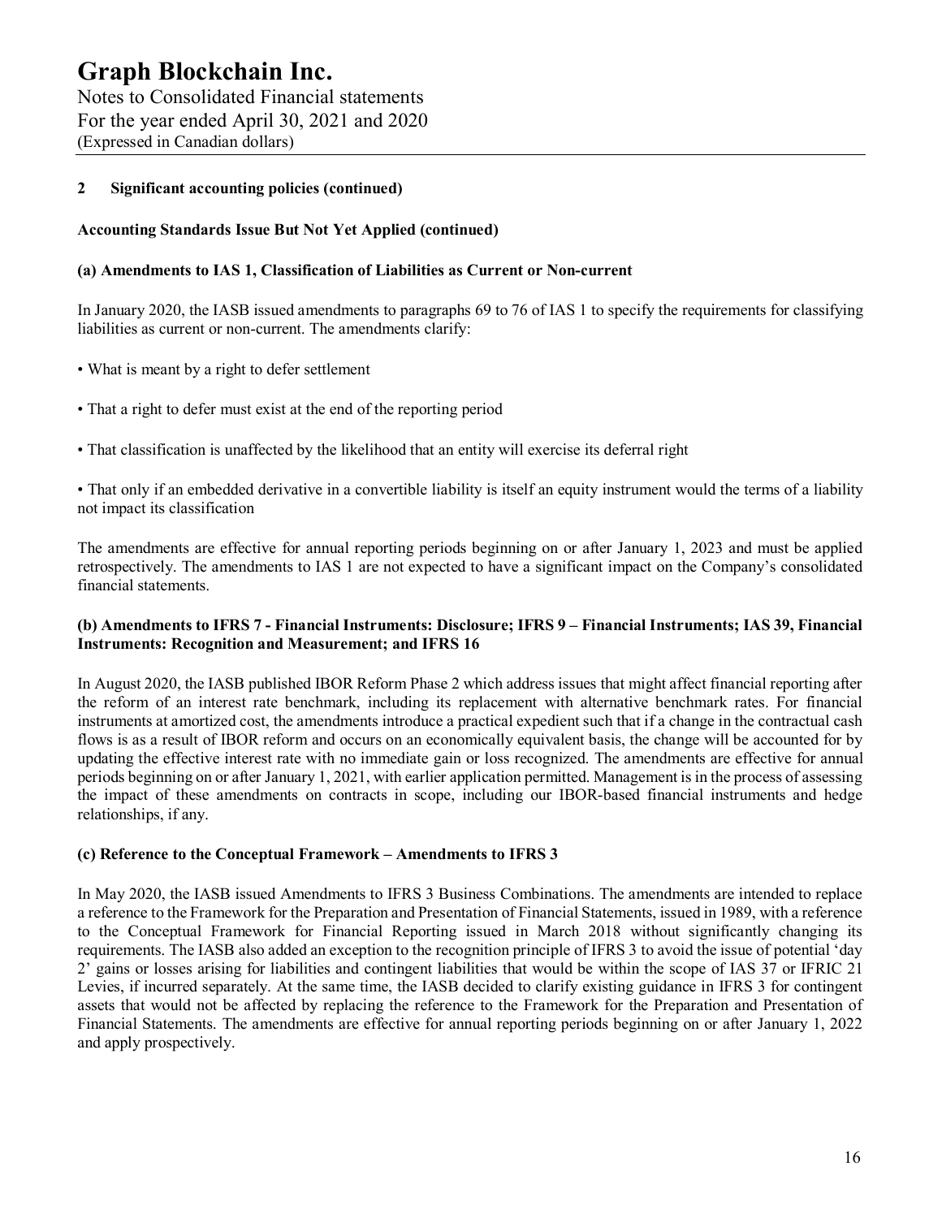## 2 Significant accounting policies (continued)

**Accounting Standards Issue But Not Yet Applied (continued)**

**(a) Amendments to IAS 1, Classification of Liabilities as Current or Non-current**

In January 2020, the IASB issued amendments to paragraphs 69 to 76 of IAS 1 to specify the requirements for classifying liabilities as current or non-current. The amendments clarify:

- What is meant by a right to defer settlement
- That a right to defer must exist at the end of the reporting period
- That classification is unaffected by the likelihood that an entity will exercise its deferral right
- That only if an embedded derivative in a convertible liability is itself an equity instrument would the terms of a liability not impact its classification

The amendments are effective for annual reporting periods beginning on or after January 1, 2023 and must be applied retrospectively. The amendments to IAS 1 are not expected to have a significant impact on the Company's consolidated financial statements.

**(b) Amendments to IFRS 7 - Financial Instruments: Disclosure; IFRS 9 – Financial Instruments; IAS 39, Financial Instruments: Recognition and Measurement; and IFRS 16**

In August 2020, the IASB published IBOR Reform Phase 2 which address issues that might affect financial reporting after the reform of an interest rate benchmark, including its replacement with alternative benchmark rates. For financial instruments at amortized cost, the amendments introduce a practical expedient such that if a change in the contractual cash flows is as a result of IBOR reform and occurs on an economically equivalent basis, the change will be accounted for by updating the effective interest rate with no immediate gain or loss recognized. The amendments are effective for annual periods beginning on or after January 1, 2021, with earlier application permitted. Management is in the process of assessing the impact of these amendments on contracts in scope, including our IBOR-based financial instruments and hedge relationships, if any.

**(c) Reference to the Conceptual Framework – Amendments to IFRS 3**

In May 2020, the IASB issued Amendments to IFRS 3 Business Combinations. The amendments are intended to replace a reference to the Framework for the Preparation and Presentation of Financial Statements, issued in 1989, with a reference to the Conceptual Framework for Financial Reporting issued in March 2018 without significantly changing its requirements. The IASB also added an exception to the recognition principle of IFRS 3 to avoid the issue of potential 'day 2' gains or losses arising for liabilities and contingent liabilities that would be within the scope of IAS 37 or IFRIC 21 Levies, if incurred separately. At the same time, the IASB decided to clarify existing guidance in IFRS 3 for contingent assets that would not be affected by replacing the reference to the Framework for the Preparation and Presentation of Financial Statements. The amendments are effective for annual reporting periods beginning on or after January 1, 2022 and apply prospectively.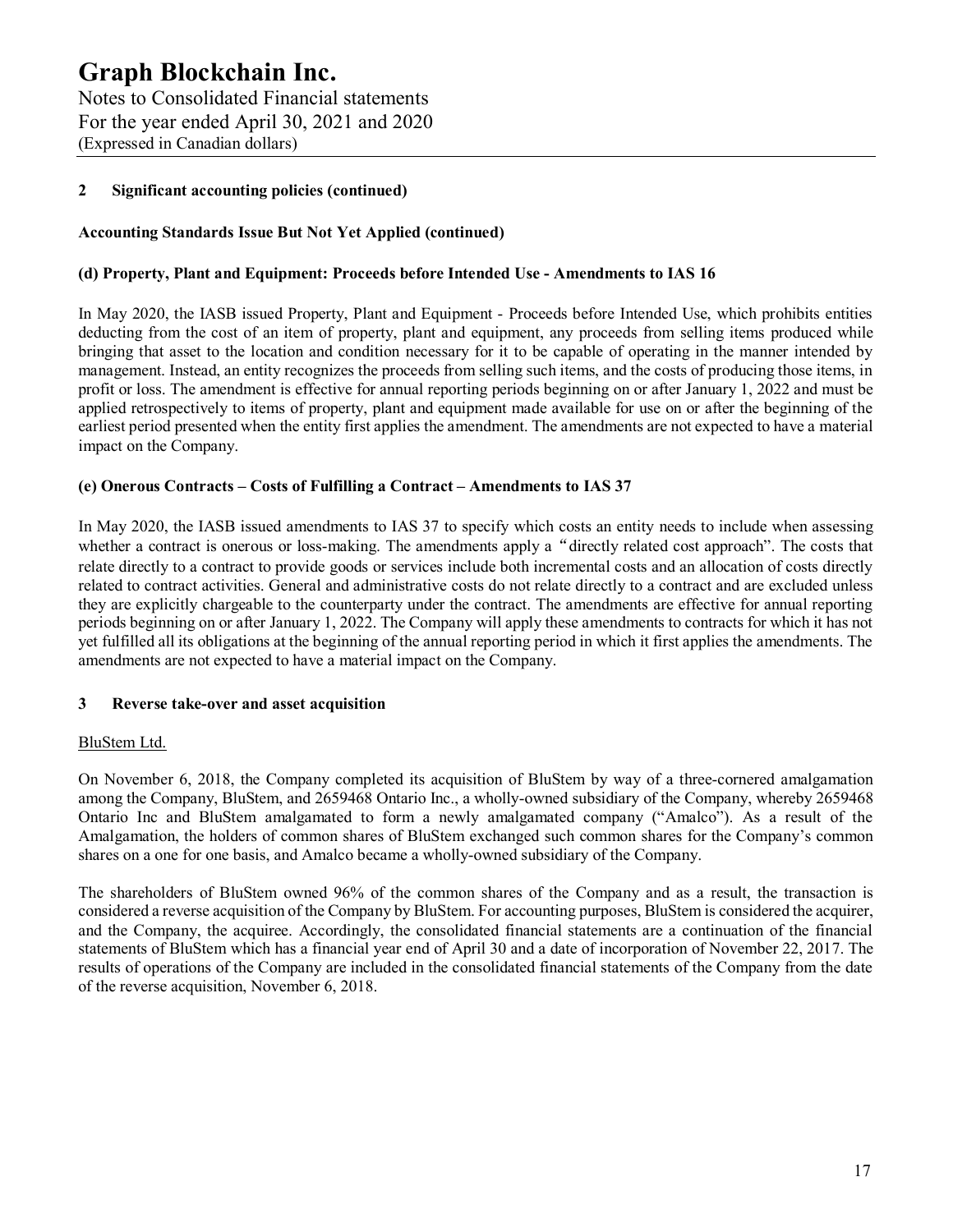## 2 Significant accounting policies (continued)

### Accounting Standards Issue But Not Yet Applied (continued)

#### (d) Property, Plant and Equipment: Proceeds before Intended Use - Amendments to IAS 16

In May 2020, the IASB issued Property, Plant and Equipment - Proceeds before Intended Use, which prohibits entities deducting from the cost of an item of property, plant and equipment, any proceeds from selling items produced while bringing that asset to the location and condition necessary for it to be capable of operating in the manner intended by management. Instead, an entity recognizes the proceeds from selling such items, and the costs of producing those items, in profit or loss. The amendment is effective for annual reporting periods beginning on or after January 1, 2022 and must be applied retrospectively to items of property, plant and equipment made available for use on or after the beginning of the earliest period presented when the entity first applies the amendment. The amendments are not expected to have a material impact on the Company.

#### (e) Onerous Contracts – Costs of Fulfilling a Contract – Amendments to IAS 37

In May 2020, the IASB issued amendments to IAS 37 to specify which costs an entity needs to include when assessing whether a contract is onerous or loss-making. The amendments apply a "directly related cost approach". The costs that relate directly to a contract to provide goods or services include both incremental costs and an allocation of costs directly related to contract activities. General and administrative costs do not relate directly to a contract and are excluded unless they are explicitly chargeable to the counterparty under the contract. The amendments are effective for annual reporting periods beginning on or after January 1, 2022. The Company will apply these amendments to contracts for which it has not yet fulfilled all its obligations at the beginning of the annual reporting period in which it first applies the amendments. The amendments are not expected to have a material impact on the Company.

## 3 Reverse take-over and asset acquisition

BluStem Ltd.

On November 6, 2018, the Company completed its acquisition of BluStem by way of a three-cornered amalgamation among the Company, BluStem, and 2659468 Ontario Inc., a wholly-owned subsidiary of the Company, whereby 2659468 Ontario Inc and BluStem amalgamated to form a newly amalgamated company ("Amalco"). As a result of the Amalgamation, the holders of common shares of BluStem exchanged such common shares for the Company's common shares on a one for one basis, and Amalco became a wholly-owned subsidiary of the Company.

The shareholders of BluStem owned 96% of the common shares of the Company and as a result, the transaction is considered a reverse acquisition of the Company by BluStem. For accounting purposes, BluStem is considered the acquirer, and the Company, the acquiree. Accordingly, the consolidated financial statements are a continuation of the financial statements of BluStem which has a financial year end of April 30 and a date of incorporation of November 22, 2017. The results of operations of the Company are included in the consolidated financial statements of the Company from the date of the reverse acquisition, November 6, 2018.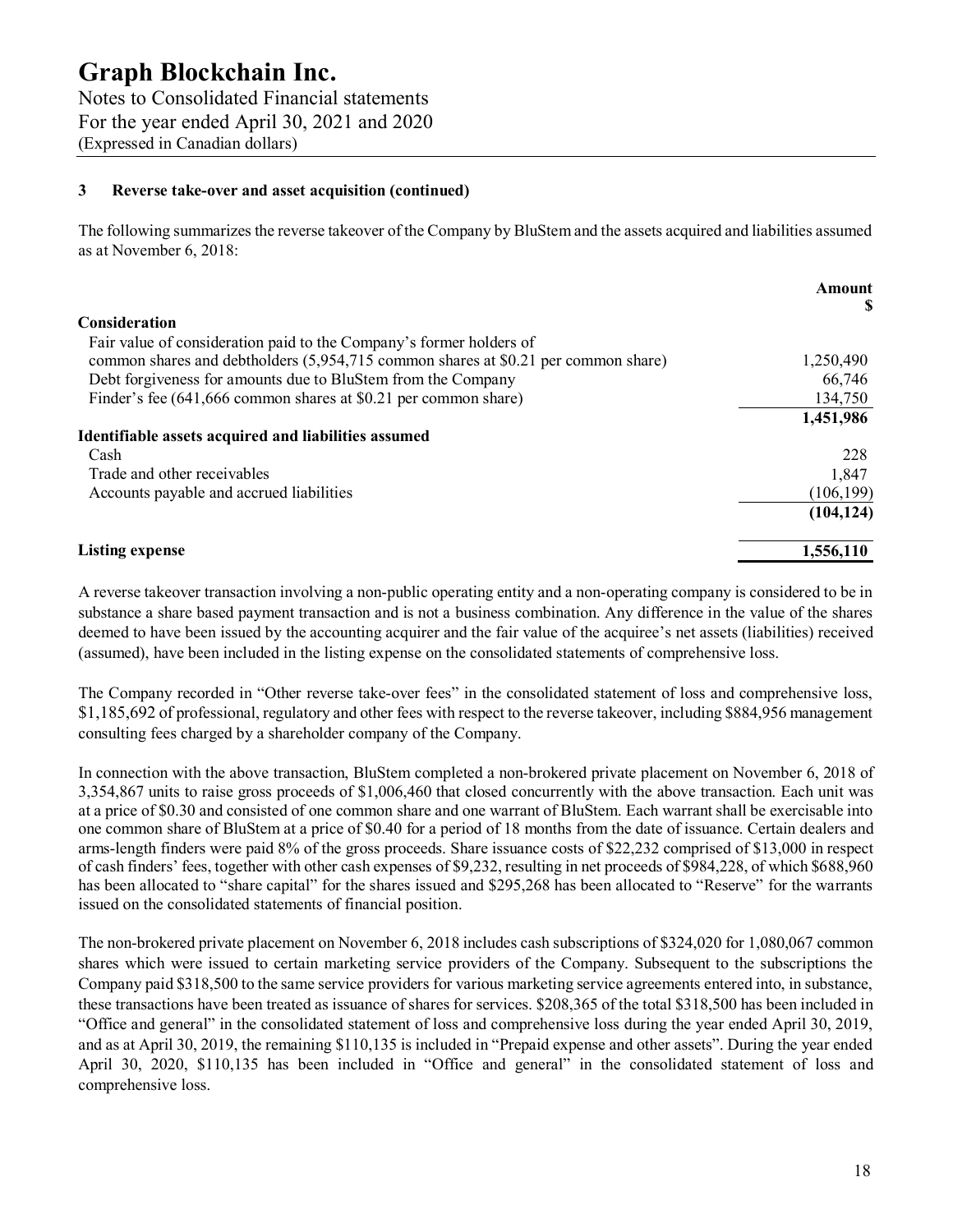### 3 Reverse take-over and asset acquisition (continued)

The following summarizes the reverse takeover of the Company by BluStem and the assets acquired and liabilities assumed as at November 6, 2018:

| | Amount $ |
|---|---|
| **Consideration** | |
| Fair value of consideration paid to the Company's former holders of common shares and debtholders (5,954,715 common shares at $0.21 per common share) | 1,250,490 |
| Debt forgiveness for amounts due to BluStem from the Company | 66,746 |
| Finder's fee (641,666 common shares at $0.21 per common share) | 134,750 |
| | **1,451,986** |
| **Identifiable assets acquired and liabilities assumed** | |
| Cash | 228 |
| Trade and other receivables | 1,847 |
| Accounts payable and accrued liabilities | (106,199) |
| | **(104,124)** |
| **Listing expense** | **1,556,110** |

A reverse takeover transaction involving a non-public operating entity and a non-operating company is considered to be in substance a share based payment transaction and is not a business combination. Any difference in the value of the shares deemed to have been issued by the accounting acquirer and the fair value of the acquiree's net assets (liabilities) received (assumed), have been included in the listing expense on the consolidated statements of comprehensive loss.

The Company recorded in "Other reverse take-over fees" in the consolidated statement of loss and comprehensive loss, $1,185,692 of professional, regulatory and other fees with respect to the reverse takeover, including $884,956 management consulting fees charged by a shareholder company of the Company.

In connection with the above transaction, BluStem completed a non-brokered private placement on November 6, 2018 of 3,354,867 units to raise gross proceeds of $1,006,460 that closed concurrently with the above transaction. Each unit was at a price of $0.30 and consisted of one common share and one warrant of BluStem. Each warrant shall be exercisable into one common share of BluStem at a price of $0.40 for a period of 18 months from the date of issuance. Certain dealers and arms-length finders were paid 8% of the gross proceeds. Share issuance costs of $22,232 comprised of $13,000 in respect of cash finders' fees, together with other cash expenses of $9,232, resulting in net proceeds of $984,228, of which $688,960 has been allocated to "share capital" for the shares issued and $295,268 has been allocated to "Reserve" for the warrants issued on the consolidated statements of financial position.

The non-brokered private placement on November 6, 2018 includes cash subscriptions of $324,020 for 1,080,067 common shares which were issued to certain marketing service providers of the Company. Subsequent to the subscriptions the Company paid $318,500 to the same service providers for various marketing service agreements entered into, in substance, these transactions have been treated as issuance of shares for services. $208,365 of the total $318,500 has been included in "Office and general" in the consolidated statement of loss and comprehensive loss during the year ended April 30, 2019, and as at April 30, 2019, the remaining $110,135 is included in "Prepaid expense and other assets". During the year ended April 30, 2020, $110,135 has been included in "Office and general" in the consolidated statement of loss and comprehensive loss.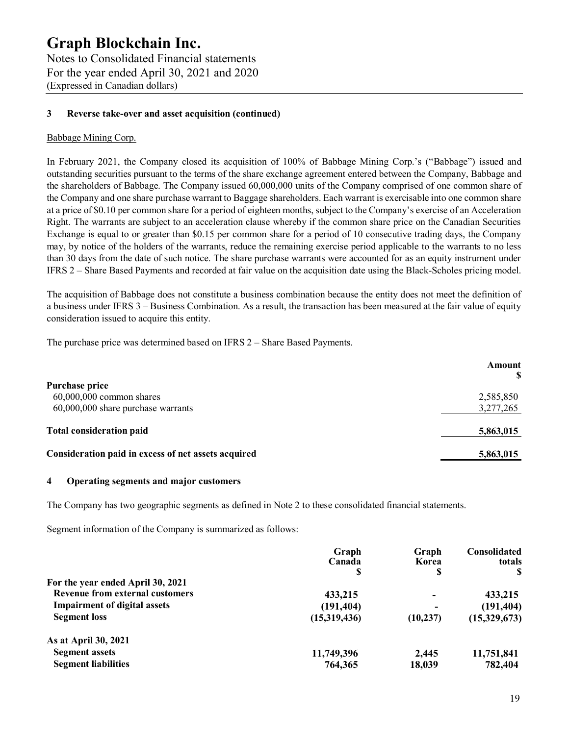### 3 Reverse take-over and asset acquisition (continued)

Babbage Mining Corp.

In February 2021, the Company closed its acquisition of 100% of Babbage Mining Corp.'s ("Babbage") issued and outstanding securities pursuant to the terms of the share exchange agreement entered between the Company, Babbage and the shareholders of Babbage. The Company issued 60,000,000 units of the Company comprised of one common share of the Company and one share purchase warrant to Baggage shareholders. Each warrant is exercisable into one common share at a price of $0.10 per common share for a period of eighteen months, subject to the Company's exercise of an Acceleration Right. The warrants are subject to an acceleration clause whereby if the common share price on the Canadian Securities Exchange is equal to or greater than $0.15 per common share for a period of 10 consecutive trading days, the Company may, by notice of the holders of the warrants, reduce the remaining exercise period applicable to the warrants to no less than 30 days from the date of such notice. The share purchase warrants were accounted for as an equity instrument under IFRS 2 – Share Based Payments and recorded at fair value on the acquisition date using the Black-Scholes pricing model.

The acquisition of Babbage does not constitute a business combination because the entity does not meet the definition of a business under IFRS 3 – Business Combination. As a result, the transaction has been measured at the fair value of equity consideration issued to acquire this entity.

The purchase price was determined based on IFRS 2 – Share Based Payments.

| | Amount $ |
|---|---|
| **Purchase price** | |
| 60,000,000 common shares | 2,585,850 |
| 60,000,000 share purchase warrants | 3,277,265 |
| **Total consideration paid** | **5,863,015** |
| **Consideration paid in excess of net assets acquired** | **5,863,015** |

### 4 Operating segments and major customers

The Company has two geographic segments as defined in Note 2 to these consolidated financial statements.

Segment information of the Company is summarized as follows:

| | Graph Canada $ | Graph Korea $ | Consolidated totals $ |
|---|---|---|---|
| **For the year ended April 30, 2021** | | | |
| **Revenue from external customers** | **433,215** | **-** | **433,215** |
| **Impairment of digital assets** | **(191,404)** | **-** | **(191,404)** |
| **Segment loss** | **(15,319,436)** | **(10,237)** | **(15,329,673)** |
| **As at April 30, 2021** | | | |
| **Segment assets** | **11,749,396** | **2,445** | **11,751,841** |
| **Segment liabilities** | **764,365** | **18,039** | **782,404** |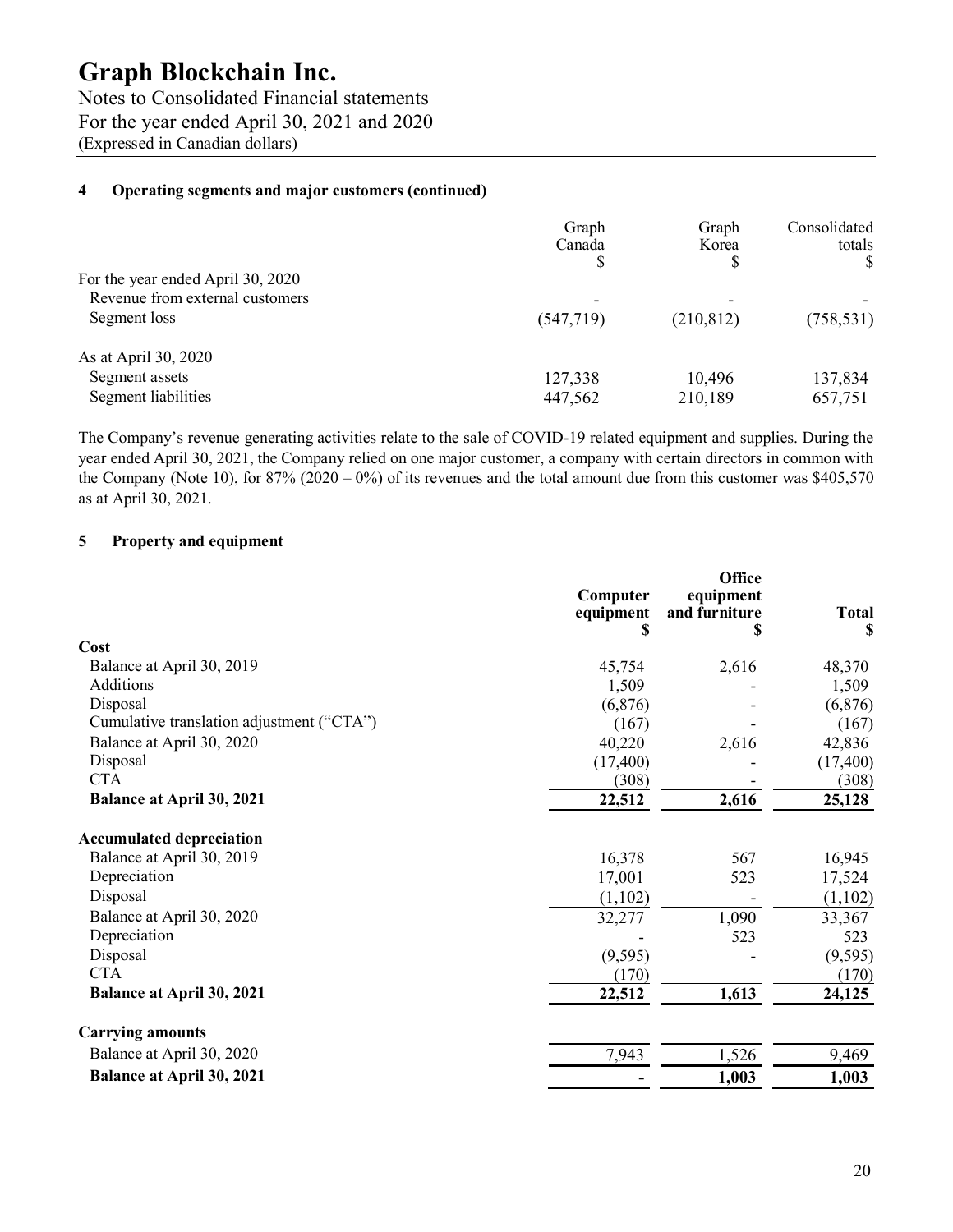# Graph Blockchain Inc.

Notes to Consolidated Financial statements
For the year ended April 30, 2021 and 2020
(Expressed in Canadian dollars)

## 4 Operating segments and major customers (continued)

| | Graph Canada $ | Graph Korea $ | Consolidated totals $ |
|---|---|---|---|
| For the year ended April 30, 2020 | | | |
| Revenue from external customers | - | - | - |
| Segment loss | (547,719) | (210,812) | (758,531) |
| As at April 30, 2020 | | | |
| Segment assets | 127,338 | 10,496 | 137,834 |
| Segment liabilities | 447,562 | 210,189 | 657,751 |

The Company's revenue generating activities relate to the sale of COVID-19 related equipment and supplies. During the year ended April 30, 2021, the Company relied on one major customer, a company with certain directors in common with the Company (Note 10), for 87% (2020 – 0%) of its revenues and the total amount due from this customer was $405,570 as at April 30, 2021.

## 5 Property and equipment

| | Computer equipment $ | Office equipment and furniture $ | Total $ |
|---|---|---|---|
| **Cost** | | | |
| Balance at April 30, 2019 | 45,754 | 2,616 | 48,370 |
| Additions | 1,509 | - | 1,509 |
| Disposal | (6,876) | - | (6,876) |
| Cumulative translation adjustment ("CTA") | (167) | - | (167) |
| Balance at April 30, 2020 | 40,220 | 2,616 | 42,836 |
| Disposal | (17,400) | - | (17,400) |
| CTA | (308) | - | (308) |
| **Balance at April 30, 2021** | **22,512** | **2,616** | **25,128** |
| **Accumulated depreciation** | | | |
| Balance at April 30, 2019 | 16,378 | 567 | 16,945 |
| Depreciation | 17,001 | 523 | 17,524 |
| Disposal | (1,102) | - | (1,102) |
| Balance at April 30, 2020 | 32,277 | 1,090 | 33,367 |
| Depreciation | - | 523 | 523 |
| Disposal | (9,595) | - | (9,595) |
| CTA | (170) | | (170) |
| **Balance at April 30, 2021** | **22,512** | **1,613** | **24,125** |
| **Carrying amounts** | | | |
| Balance at April 30, 2020 | 7,943 | 1,526 | 9,469 |
| **Balance at April 30, 2021** | **-** | **1,003** | **1,003** |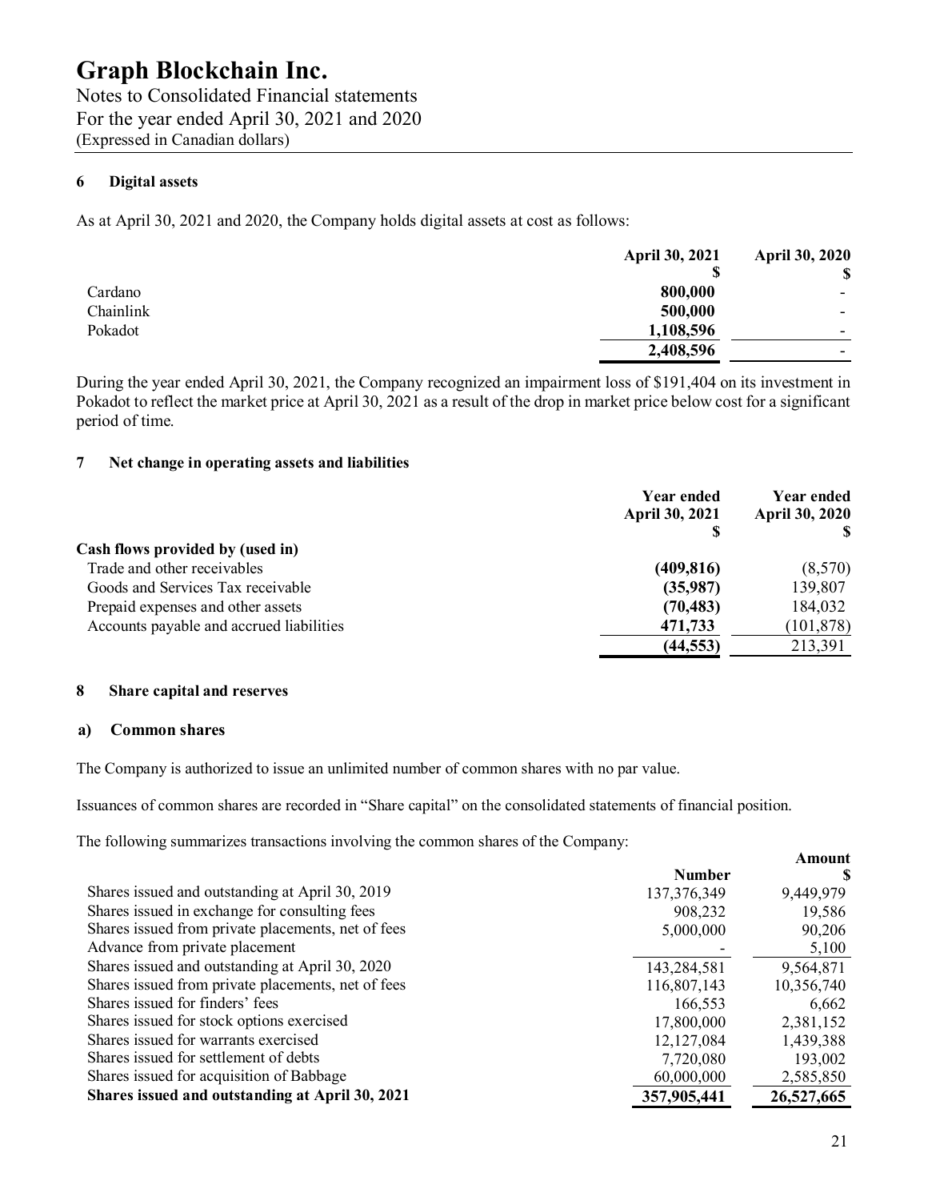## 6 Digital assets

As at April 30, 2021 and 2020, the Company holds digital assets at cost as follows:

| | April 30, 2021 $ | April 30, 2020 $ |
|---|---|---|
| Cardano | **800,000** | - |
| Chainlink | **500,000** | - |
| Pokadot | **1,108,596** | - |
| | **2,408,596** | - |

During the year ended April 30, 2021, the Company recognized an impairment loss of $191,404 on its investment in Pokadot to reflect the market price at April 30, 2021 as a result of the drop in market price below cost for a significant period of time.

## 7 Net change in operating assets and liabilities

| | Year ended April 30, 2021 $ | Year ended April 30, 2020 $ |
|---|---|---|
| **Cash flows provided by (used in)** | | |
| Trade and other receivables | **(409,816)** | (8,570) |
| Goods and Services Tax receivable | **(35,987)** | 139,807 |
| Prepaid expenses and other assets | **(70,483)** | 184,032 |
| Accounts payable and accrued liabilities | **471,733** | (101,878) |
| | **(44,553)** | 213,391 |

## 8 Share capital and reserves

### a) Common shares

The Company is authorized to issue an unlimited number of common shares with no par value.

Issuances of common shares are recorded in "Share capital" on the consolidated statements of financial position.

The following summarizes transactions involving the common shares of the Company:

| | Number | Amount $ |
|---|---|---|
| Shares issued and outstanding at April 30, 2019 | 137,376,349 | 9,449,979 |
| Shares issued in exchange for consulting fees | 908,232 | 19,586 |
| Shares issued from private placements, net of fees | 5,000,000 | 90,206 |
| Advance from private placement | - | 5,100 |
| Shares issued and outstanding at April 30, 2020 | 143,284,581 | 9,564,871 |
| Shares issued from private placements, net of fees | 116,807,143 | 10,356,740 |
| Shares issued for finders' fees | 166,553 | 6,662 |
| Shares issued for stock options exercised | 17,800,000 | 2,381,152 |
| Shares issued for warrants exercised | 12,127,084 | 1,439,388 |
| Shares issued for settlement of debts | 7,720,080 | 193,002 |
| Shares issued for acquisition of Babbage | 60,000,000 | 2,585,850 |
| **Shares issued and outstanding at April 30, 2021** | **357,905,441** | **26,527,665** |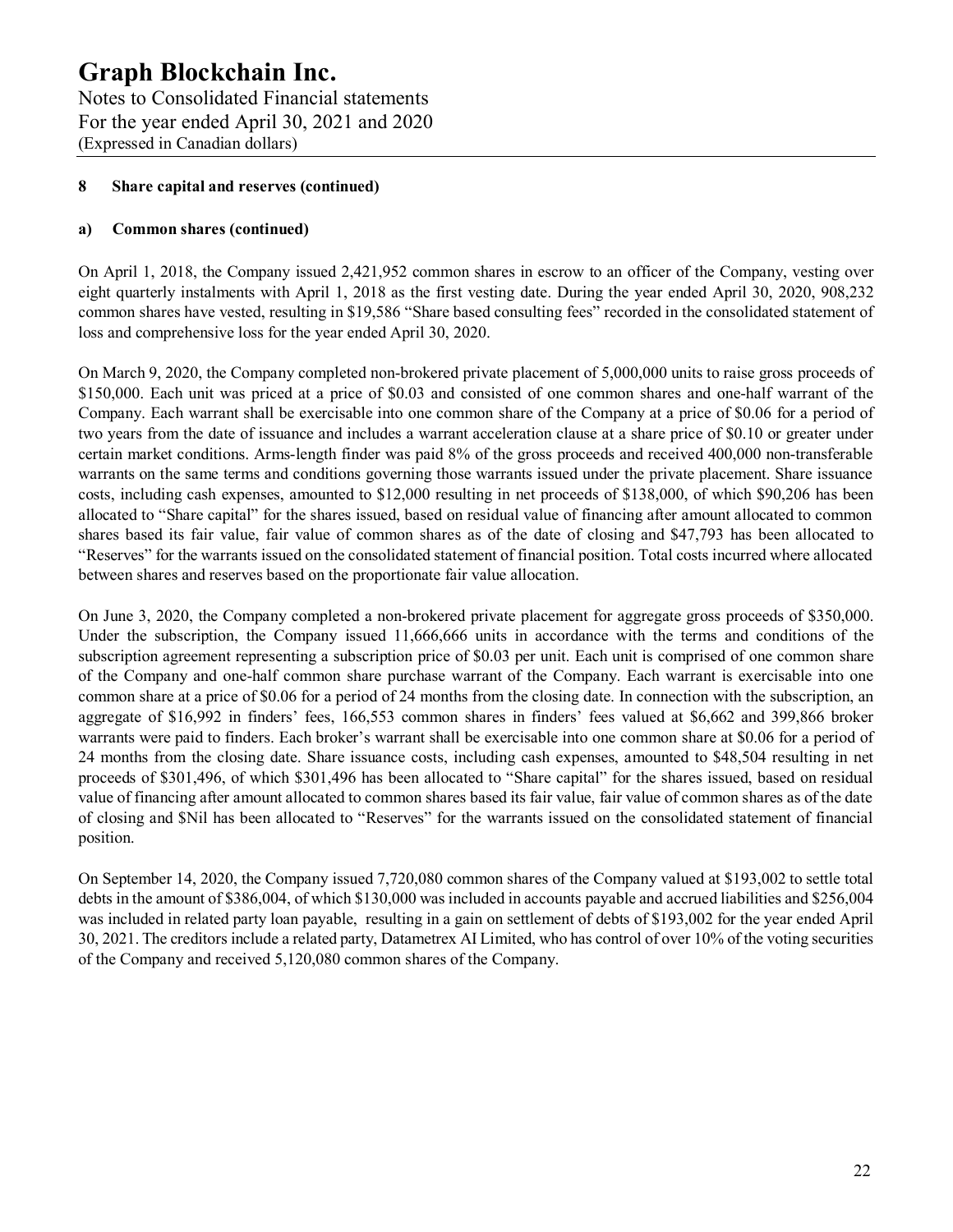## 8 Share capital and reserves (continued)

### a) Common shares (continued)

On April 1, 2018, the Company issued 2,421,952 common shares in escrow to an officer of the Company, vesting over eight quarterly instalments with April 1, 2018 as the first vesting date. During the year ended April 30, 2020, 908,232 common shares have vested, resulting in $19,586 "Share based consulting fees" recorded in the consolidated statement of loss and comprehensive loss for the year ended April 30, 2020.

On March 9, 2020, the Company completed non-brokered private placement of 5,000,000 units to raise gross proceeds of $150,000. Each unit was priced at a price of $0.03 and consisted of one common shares and one-half warrant of the Company. Each warrant shall be exercisable into one common share of the Company at a price of $0.06 for a period of two years from the date of issuance and includes a warrant acceleration clause at a share price of $0.10 or greater under certain market conditions. Arms-length finder was paid 8% of the gross proceeds and received 400,000 non-transferable warrants on the same terms and conditions governing those warrants issued under the private placement. Share issuance costs, including cash expenses, amounted to $12,000 resulting in net proceeds of $138,000, of which $90,206 has been allocated to "Share capital" for the shares issued, based on residual value of financing after amount allocated to common shares based its fair value, fair value of common shares as of the date of closing and $47,793 has been allocated to "Reserves" for the warrants issued on the consolidated statement of financial position. Total costs incurred where allocated between shares and reserves based on the proportionate fair value allocation.

On June 3, 2020, the Company completed a non-brokered private placement for aggregate gross proceeds of $350,000. Under the subscription, the Company issued 11,666,666 units in accordance with the terms and conditions of the subscription agreement representing a subscription price of $0.03 per unit. Each unit is comprised of one common share of the Company and one-half common share purchase warrant of the Company. Each warrant is exercisable into one common share at a price of $0.06 for a period of 24 months from the closing date. In connection with the subscription, an aggregate of $16,992 in finders' fees, 166,553 common shares in finders' fees valued at $6,662 and 399,866 broker warrants were paid to finders. Each broker's warrant shall be exercisable into one common share at $0.06 for a period of 24 months from the closing date. Share issuance costs, including cash expenses, amounted to $48,504 resulting in net proceeds of $301,496, of which $301,496 has been allocated to "Share capital" for the shares issued, based on residual value of financing after amount allocated to common shares based its fair value, fair value of common shares as of the date of closing and $Nil has been allocated to "Reserves" for the warrants issued on the consolidated statement of financial position.

On September 14, 2020, the Company issued 7,720,080 common shares of the Company valued at $193,002 to settle total debts in the amount of $386,004, of which $130,000 was included in accounts payable and accrued liabilities and $256,004 was included in related party loan payable, resulting in a gain on settlement of debts of $193,002 for the year ended April 30, 2021. The creditors include a related party, Datametrex AI Limited, who has control of over 10% of the voting securities of the Company and received 5,120,080 common shares of the Company.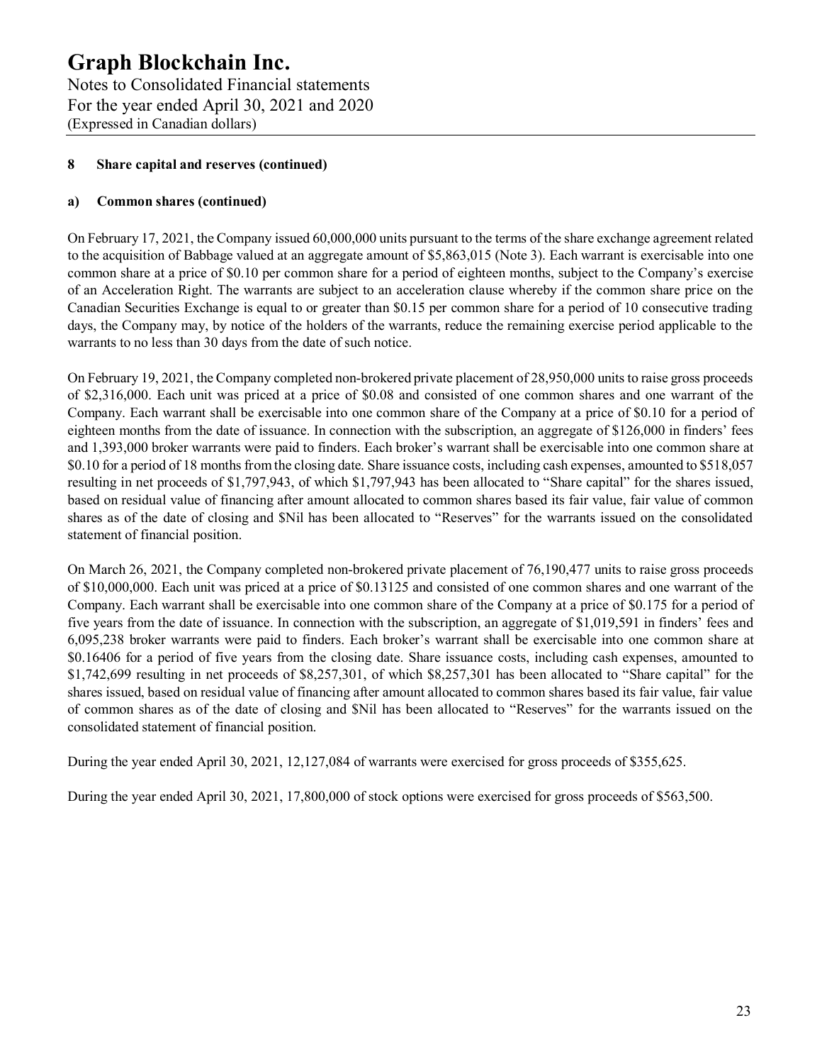### 8 Share capital and reserves (continued)

#### a) Common shares (continued)

On February 17, 2021, the Company issued 60,000,000 units pursuant to the terms of the share exchange agreement related to the acquisition of Babbage valued at an aggregate amount of $5,863,015 (Note 3). Each warrant is exercisable into one common share at a price of $0.10 per common share for a period of eighteen months, subject to the Company's exercise of an Acceleration Right. The warrants are subject to an acceleration clause whereby if the common share price on the Canadian Securities Exchange is equal to or greater than $0.15 per common share for a period of 10 consecutive trading days, the Company may, by notice of the holders of the warrants, reduce the remaining exercise period applicable to the warrants to no less than 30 days from the date of such notice.

On February 19, 2021, the Company completed non-brokered private placement of 28,950,000 units to raise gross proceeds of $2,316,000. Each unit was priced at a price of $0.08 and consisted of one common shares and one warrant of the Company. Each warrant shall be exercisable into one common share of the Company at a price of $0.10 for a period of eighteen months from the date of issuance. In connection with the subscription, an aggregate of $126,000 in finders' fees and 1,393,000 broker warrants were paid to finders. Each broker's warrant shall be exercisable into one common share at $0.10 for a period of 18 months from the closing date. Share issuance costs, including cash expenses, amounted to $518,057 resulting in net proceeds of $1,797,943, of which $1,797,943 has been allocated to "Share capital" for the shares issued, based on residual value of financing after amount allocated to common shares based its fair value, fair value of common shares as of the date of closing and $Nil has been allocated to "Reserves" for the warrants issued on the consolidated statement of financial position.

On March 26, 2021, the Company completed non-brokered private placement of 76,190,477 units to raise gross proceeds of $10,000,000. Each unit was priced at a price of $0.13125 and consisted of one common shares and one warrant of the Company. Each warrant shall be exercisable into one common share of the Company at a price of $0.175 for a period of five years from the date of issuance. In connection with the subscription, an aggregate of $1,019,591 in finders' fees and 6,095,238 broker warrants were paid to finders. Each broker's warrant shall be exercisable into one common share at $0.16406 for a period of five years from the closing date. Share issuance costs, including cash expenses, amounted to $1,742,699 resulting in net proceeds of $8,257,301, of which $8,257,301 has been allocated to "Share capital" for the shares issued, based on residual value of financing after amount allocated to common shares based its fair value, fair value of common shares as of the date of closing and $Nil has been allocated to "Reserves" for the warrants issued on the consolidated statement of financial position.

During the year ended April 30, 2021, 12,127,084 of warrants were exercised for gross proceeds of $355,625.

During the year ended April 30, 2021, 17,800,000 of stock options were exercised for gross proceeds of $563,500.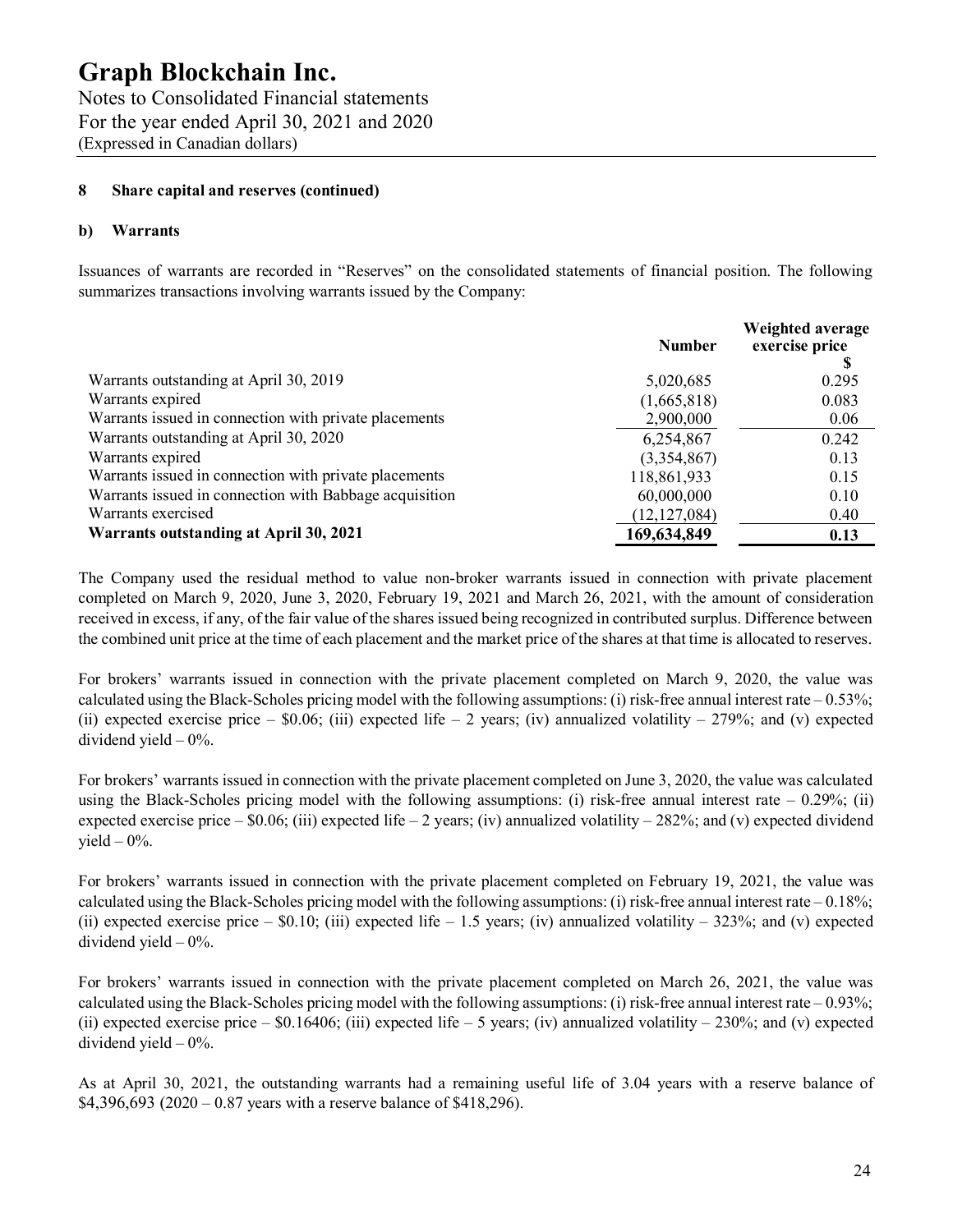# Graph Blockchain Inc.

Notes to Consolidated Financial statements
For the year ended April 30, 2021 and 2020
(Expressed in Canadian dollars)

**8 Share capital and reserves (continued)**

**b) Warrants**

Issuances of warrants are recorded in "Reserves" on the consolidated statements of financial position. The following summarizes transactions involving warrants issued by the Company:

| | Number | Weighted average exercise price $ |
|---|---|---|
| Warrants outstanding at April 30, 2019 | 5,020,685 | 0.295 |
| Warrants expired | (1,665,818) | 0.083 |
| Warrants issued in connection with private placements | 2,900,000 | 0.06 |
| Warrants outstanding at April 30, 2020 | 6,254,867 | 0.242 |
| Warrants expired | (3,354,867) | 0.13 |
| Warrants issued in connection with private placements | 118,861,933 | 0.15 |
| Warrants issued in connection with Babbage acquisition | 60,000,000 | 0.10 |
| Warrants exercised | (12,127,084) | 0.40 |
| **Warrants outstanding at April 30, 2021** | **169,634,849** | **0.13** |

The Company used the residual method to value non-broker warrants issued in connection with private placement completed on March 9, 2020, June 3, 2020, February 19, 2021 and March 26, 2021, with the amount of consideration received in excess, if any, of the fair value of the shares issued being recognized in contributed surplus. Difference between the combined unit price at the time of each placement and the market price of the shares at that time is allocated to reserves.

For brokers' warrants issued in connection with the private placement completed on March 9, 2020, the value was calculated using the Black-Scholes pricing model with the following assumptions: (i) risk-free annual interest rate – 0.53%; (ii) expected exercise price – \$0.06; (iii) expected life – 2 years; (iv) annualized volatility – 279%; and (v) expected dividend yield – 0%.

For brokers' warrants issued in connection with the private placement completed on June 3, 2020, the value was calculated using the Black-Scholes pricing model with the following assumptions: (i) risk-free annual interest rate – 0.29%; (ii) expected exercise price – \$0.06; (iii) expected life – 2 years; (iv) annualized volatility – 282%; and (v) expected dividend yield – 0%.

For brokers' warrants issued in connection with the private placement completed on February 19, 2021, the value was calculated using the Black-Scholes pricing model with the following assumptions: (i) risk-free annual interest rate – 0.18%; (ii) expected exercise price – \$0.10; (iii) expected life – 1.5 years; (iv) annualized volatility – 323%; and (v) expected dividend yield – 0%.

For brokers' warrants issued in connection with the private placement completed on March 26, 2021, the value was calculated using the Black-Scholes pricing model with the following assumptions: (i) risk-free annual interest rate – 0.93%; (ii) expected exercise price – \$0.16406; (iii) expected life – 5 years; (iv) annualized volatility – 230%; and (v) expected dividend yield – 0%.

As at April 30, 2021, the outstanding warrants had a remaining useful life of 3.04 years with a reserve balance of \$4,396,693 (2020 – 0.87 years with a reserve balance of \$418,296).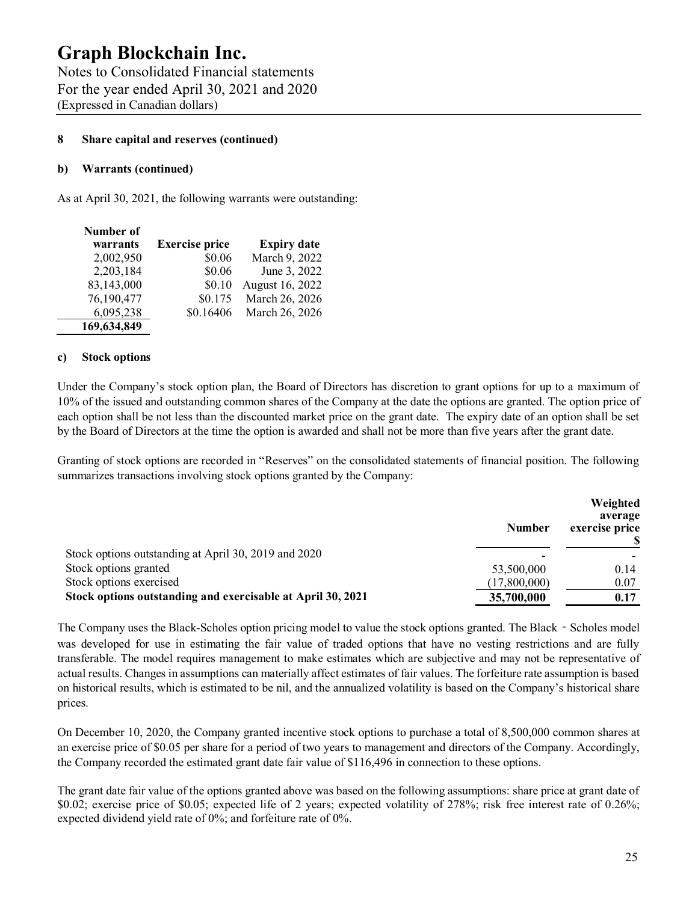# Graph Blockchain Inc.

Notes to Consolidated Financial statements
For the year ended April 30, 2021 and 2020
(Expressed in Canadian dollars)

**8 Share capital and reserves (continued)**

**b) Warrants (continued)**

As at April 30, 2021, the following warrants were outstanding:

| Number of warrants | Exercise price | Expiry date |
|---|---|---|
| 2,002,950 | $0.06 | March 9, 2022 |
| 2,203,184 | $0.06 | June 3, 2022 |
| 83,143,000 | $0.10 | August 16, 2022 |
| 76,190,477 | $0.175 | March 26, 2026 |
| 6,095,238 | $0.16406 | March 26, 2026 |
| **169,634,849** | | |

**c) Stock options**

Under the Company's stock option plan, the Board of Directors has discretion to grant options for up to a maximum of 10% of the issued and outstanding common shares of the Company at the date the options are granted. The option price of each option shall be not less than the discounted market price on the grant date. The expiry date of an option shall be set by the Board of Directors at the time the option is awarded and shall not be more than five years after the grant date.

Granting of stock options are recorded in "Reserves" on the consolidated statements of financial position. The following summarizes transactions involving stock options granted by the Company:

| | Number | Weighted average exercise price $ |
|---|---|---|
| Stock options outstanding at April 30, 2019 and 2020 | - | - |
| Stock options granted | 53,500,000 | 0.14 |
| Stock options exercised | (17,800,000) | 0.07 |
| **Stock options outstanding and exercisable at April 30, 2021** | **35,700,000** | **0.17** |

The Company uses the Black-Scholes option pricing model to value the stock options granted. The Black - Scholes model was developed for use in estimating the fair value of traded options that have no vesting restrictions and are fully transferable. The model requires management to make estimates which are subjective and may not be representative of actual results. Changes in assumptions can materially affect estimates of fair values. The forfeiture rate assumption is based on historical results, which is estimated to be nil, and the annualized volatility is based on the Company's historical share prices.

On December 10, 2020, the Company granted incentive stock options to purchase a total of 8,500,000 common shares at an exercise price of $0.05 per share for a period of two years to management and directors of the Company. Accordingly, the Company recorded the estimated grant date fair value of $116,496 in connection to these options.

The grant date fair value of the options granted above was based on the following assumptions: share price at grant date of $0.02; exercise price of $0.05; expected life of 2 years; expected volatility of 278%; risk free interest rate of 0.26%; expected dividend yield rate of 0%; and forfeiture rate of 0%.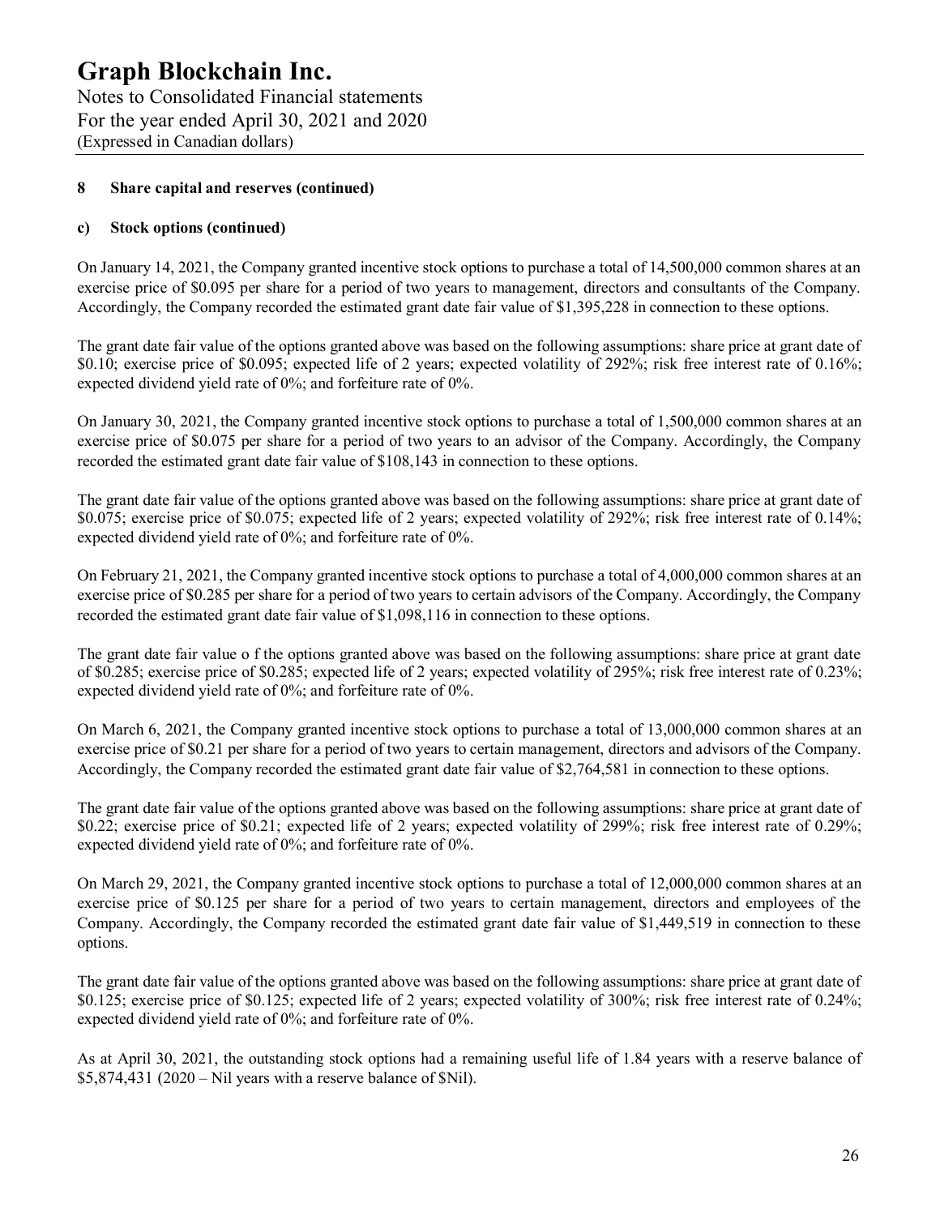# Graph Blockchain Inc.

Notes to Consolidated Financial statements
For the year ended April 30, 2021 and 2020
(Expressed in Canadian dollars)

## 8 Share capital and reserves (continued)

### c) Stock options (continued)

On January 14, 2021, the Company granted incentive stock options to purchase a total of 14,500,000 common shares at an exercise price of $0.095 per share for a period of two years to management, directors and consultants of the Company. Accordingly, the Company recorded the estimated grant date fair value of $1,395,228 in connection to these options.

The grant date fair value of the options granted above was based on the following assumptions: share price at grant date of $0.10; exercise price of $0.095; expected life of 2 years; expected volatility of 292%; risk free interest rate of 0.16%; expected dividend yield rate of 0%; and forfeiture rate of 0%.

On January 30, 2021, the Company granted incentive stock options to purchase a total of 1,500,000 common shares at an exercise price of $0.075 per share for a period of two years to an advisor of the Company. Accordingly, the Company recorded the estimated grant date fair value of $108,143 in connection to these options.

The grant date fair value of the options granted above was based on the following assumptions: share price at grant date of $0.075; exercise price of $0.075; expected life of 2 years; expected volatility of 292%; risk free interest rate of 0.14%; expected dividend yield rate of 0%; and forfeiture rate of 0%.

On February 21, 2021, the Company granted incentive stock options to purchase a total of 4,000,000 common shares at an exercise price of $0.285 per share for a period of two years to certain advisors of the Company. Accordingly, the Company recorded the estimated grant date fair value of $1,098,116 in connection to these options.

The grant date fair value o f the options granted above was based on the following assumptions: share price at grant date of $0.285; exercise price of $0.285; expected life of 2 years; expected volatility of 295%; risk free interest rate of 0.23%; expected dividend yield rate of 0%; and forfeiture rate of 0%.

On March 6, 2021, the Company granted incentive stock options to purchase a total of 13,000,000 common shares at an exercise price of $0.21 per share for a period of two years to certain management, directors and advisors of the Company. Accordingly, the Company recorded the estimated grant date fair value of $2,764,581 in connection to these options.

The grant date fair value of the options granted above was based on the following assumptions: share price at grant date of $0.22; exercise price of $0.21; expected life of 2 years; expected volatility of 299%; risk free interest rate of 0.29%; expected dividend yield rate of 0%; and forfeiture rate of 0%.

On March 29, 2021, the Company granted incentive stock options to purchase a total of 12,000,000 common shares at an exercise price of $0.125 per share for a period of two years to certain management, directors and employees of the Company. Accordingly, the Company recorded the estimated grant date fair value of $1,449,519 in connection to these options.

The grant date fair value of the options granted above was based on the following assumptions: share price at grant date of $0.125; exercise price of $0.125; expected life of 2 years; expected volatility of 300%; risk free interest rate of 0.24%; expected dividend yield rate of 0%; and forfeiture rate of 0%.

As at April 30, 2021, the outstanding stock options had a remaining useful life of 1.84 years with a reserve balance of $5,874,431 (2020 – Nil years with a reserve balance of $Nil).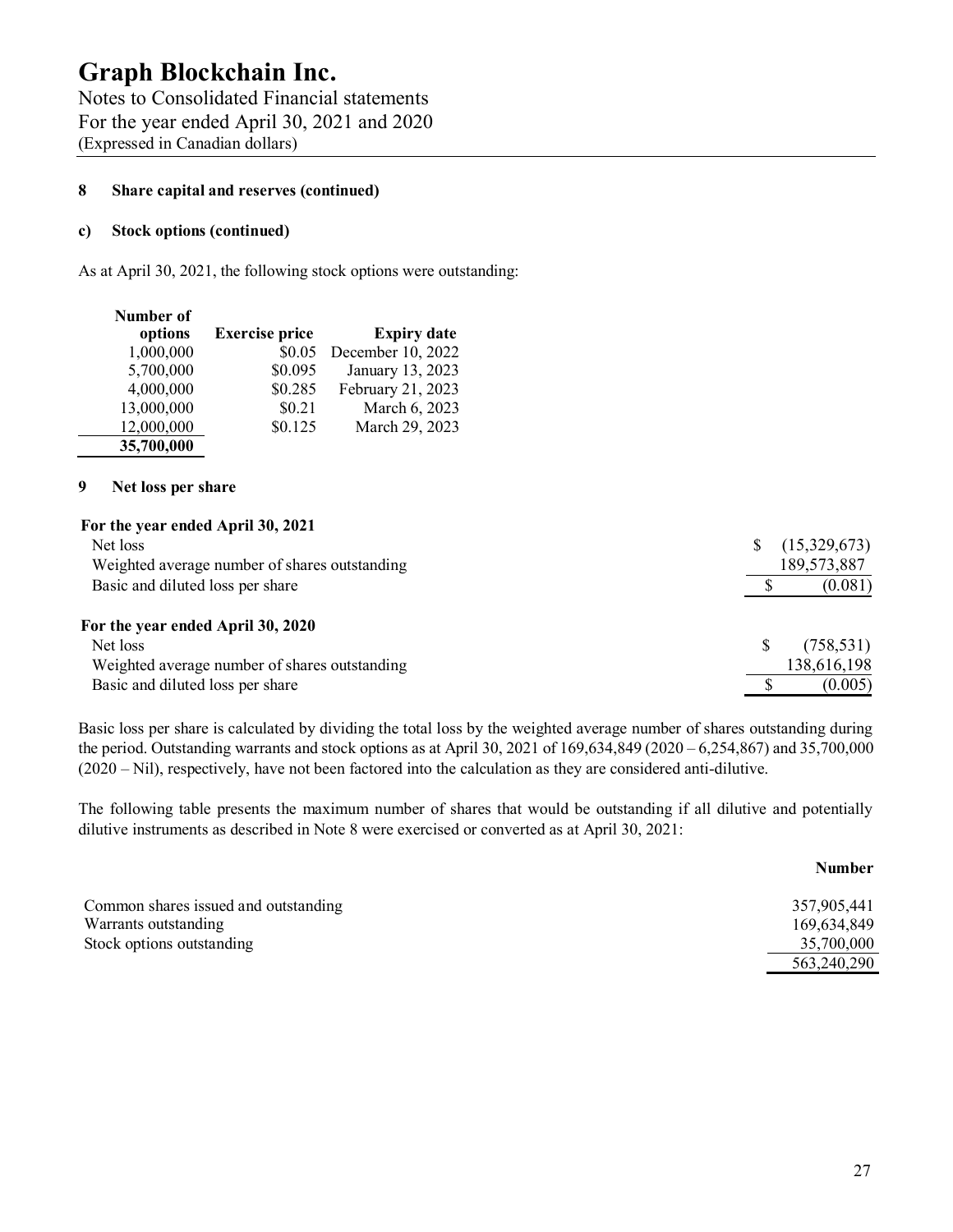### 8 Share capital and reserves (continued)

#### c) Stock options (continued)

As at April 30, 2021, the following stock options were outstanding:

| Number of options | Exercise price | Expiry date |
|---|---|---|
| 1,000,000 | \$0.05 | December 10, 2022 |
| 5,700,000 | \$0.095 | January 13, 2023 |
| 4,000,000 | \$0.285 | February 21, 2023 |
| 13,000,000 | \$0.21 | March 6, 2023 |
| 12,000,000 | \$0.125 | March 29, 2023 |
| **35,700,000** | | |

### 9 Net loss per share

| | |
|---|---|
| **For the year ended April 30, 2021** | |
| Net loss | \$ (15,329,673) |
| Weighted average number of shares outstanding | 189,573,887 |
| Basic and diluted loss per share | \$ (0.081) |
| **For the year ended April 30, 2020** | |
| Net loss | \$ (758,531) |
| Weighted average number of shares outstanding | 138,616,198 |
| Basic and diluted loss per share | \$ (0.005) |

Basic loss per share is calculated by dividing the total loss by the weighted average number of shares outstanding during the period. Outstanding warrants and stock options as at April 30, 2021 of 169,634,849 (2020 – 6,254,867) and 35,700,000 (2020 – Nil), respectively, have not been factored into the calculation as they are considered anti-dilutive.

The following table presents the maximum number of shares that would be outstanding if all dilutive and potentially dilutive instruments as described in Note 8 were exercised or converted as at April 30, 2021:

| | **Number** |
|---|---|
| Common shares issued and outstanding | 357,905,441 |
| Warrants outstanding | 169,634,849 |
| Stock options outstanding | 35,700,000 |
| | 563,240,290 |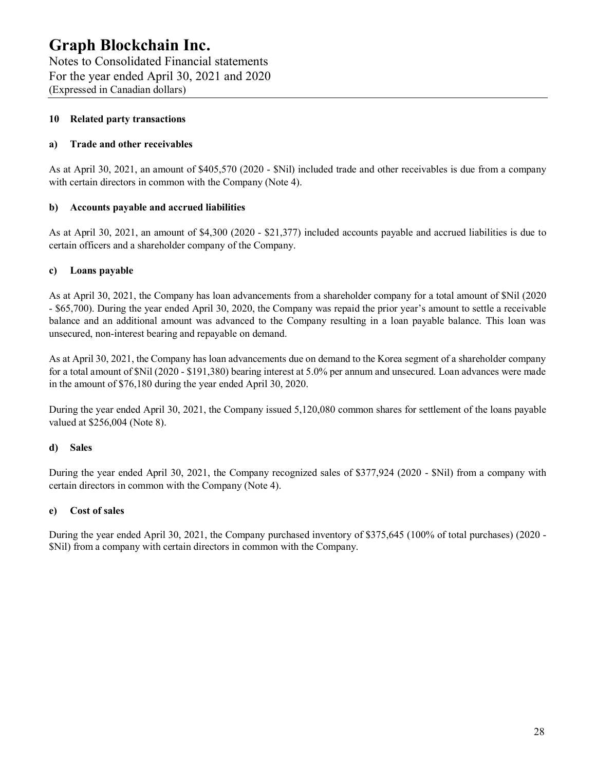## 10 Related party transactions

### a) Trade and other receivables

As at April 30, 2021, an amount of $405,570 (2020 - $Nil) included trade and other receivables is due from a company with certain directors in common with the Company (Note 4).

### b) Accounts payable and accrued liabilities

As at April 30, 2021, an amount of $4,300 (2020 - $21,377) included accounts payable and accrued liabilities is due to certain officers and a shareholder company of the Company.

### c) Loans payable

As at April 30, 2021, the Company has loan advancements from a shareholder company for a total amount of $Nil (2020 - $65,700). During the year ended April 30, 2020, the Company was repaid the prior year's amount to settle a receivable balance and an additional amount was advanced to the Company resulting in a loan payable balance. This loan was unsecured, non-interest bearing and repayable on demand.

As at April 30, 2021, the Company has loan advancements due on demand to the Korea segment of a shareholder company for a total amount of $Nil (2020 - $191,380) bearing interest at 5.0% per annum and unsecured. Loan advances were made in the amount of $76,180 during the year ended April 30, 2020.

During the year ended April 30, 2021, the Company issued 5,120,080 common shares for settlement of the loans payable valued at $256,004 (Note 8).

### d) Sales

During the year ended April 30, 2021, the Company recognized sales of $377,924 (2020 - $Nil) from a company with certain directors in common with the Company (Note 4).

### e) Cost of sales

During the year ended April 30, 2021, the Company purchased inventory of $375,645 (100% of total purchases) (2020 - $Nil) from a company with certain directors in common with the Company.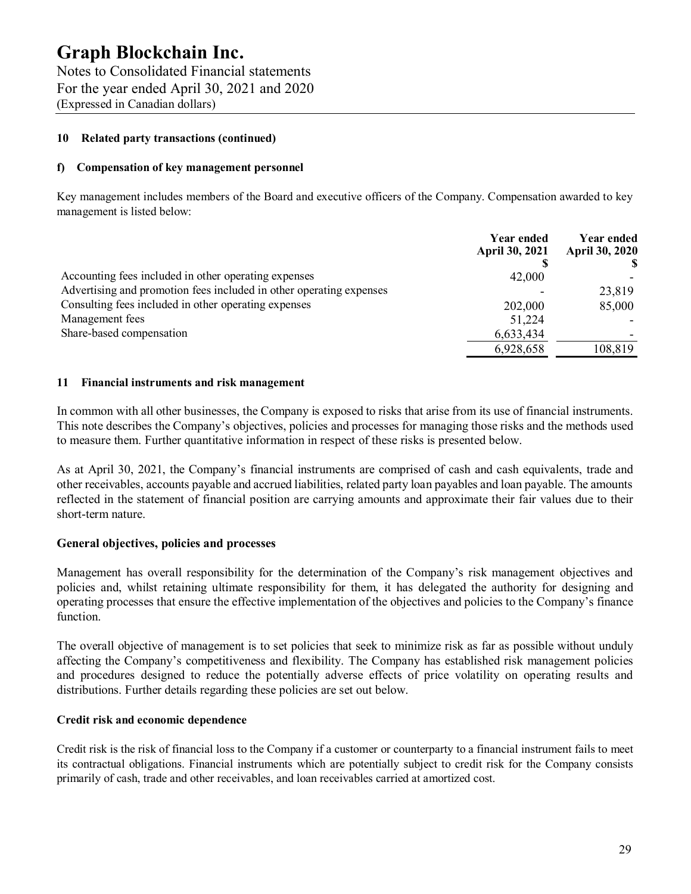## 10 Related party transactions (continued)

### f) Compensation of key management personnel

Key management includes members of the Board and executive officers of the Company. Compensation awarded to key management is listed below:

| | Year ended April 30, 2021 $ | Year ended April 30, 2020 $ |
|---|---|---|
| Accounting fees included in other operating expenses | 42,000 | - |
| Advertising and promotion fees included in other operating expenses | - | 23,819 |
| Consulting fees included in other operating expenses | 202,000 | 85,000 |
| Management fees | 51,224 | - |
| Share-based compensation | 6,633,434 | - |
| | 6,928,658 | 108,819 |

## 11 Financial instruments and risk management

In common with all other businesses, the Company is exposed to risks that arise from its use of financial instruments. This note describes the Company's objectives, policies and processes for managing those risks and the methods used to measure them. Further quantitative information in respect of these risks is presented below.

As at April 30, 2021, the Company's financial instruments are comprised of cash and cash equivalents, trade and other receivables, accounts payable and accrued liabilities, related party loan payables and loan payable. The amounts reflected in the statement of financial position are carrying amounts and approximate their fair values due to their short-term nature.

### General objectives, policies and processes

Management has overall responsibility for the determination of the Company's risk management objectives and policies and, whilst retaining ultimate responsibility for them, it has delegated the authority for designing and operating processes that ensure the effective implementation of the objectives and policies to the Company's finance function.

The overall objective of management is to set policies that seek to minimize risk as far as possible without unduly affecting the Company's competitiveness and flexibility. The Company has established risk management policies and procedures designed to reduce the potentially adverse effects of price volatility on operating results and distributions. Further details regarding these policies are set out below.

### Credit risk and economic dependence

Credit risk is the risk of financial loss to the Company if a customer or counterparty to a financial instrument fails to meet its contractual obligations. Financial instruments which are potentially subject to credit risk for the Company consists primarily of cash, trade and other receivables, and loan receivables carried at amortized cost.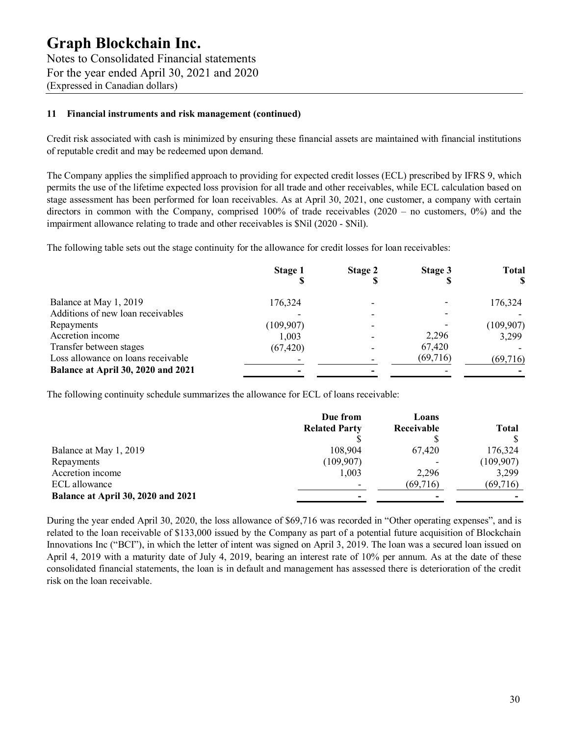### 11 Financial instruments and risk management (continued)

Credit risk associated with cash is minimized by ensuring these financial assets are maintained with financial institutions of reputable credit and may be redeemed upon demand.

The Company applies the simplified approach to providing for expected credit losses (ECL) prescribed by IFRS 9, which permits the use of the lifetime expected loss provision for all trade and other receivables, while ECL calculation based on stage assessment has been performed for loan receivables. As at April 30, 2021, one customer, a company with certain directors in common with the Company, comprised 100% of trade receivables (2020 – no customers, 0%) and the impairment allowance relating to trade and other receivables is $Nil (2020 - $Nil).

The following table sets out the stage continuity for the allowance for credit losses for loan receivables:

| | Stage 1<br>$ | Stage 2<br>$ | Stage 3<br>$ | Total<br>$ |
|---|---|---|---|---|
| Balance at May 1, 2019 | 176,324 | - | - | 176,324 |
| Additions of new loan receivables | - | - | - | - |
| Repayments | (109,907) | - | - | (109,907) |
| Accretion income | 1,003 | - | 2,296 | 3,299 |
| Transfer between stages | (67,420) | - | 67,420 | - |
| Loss allowance on loans receivable | - | - | (69,716) | (69,716) |
| **Balance at April 30, 2020 and 2021** | **-** | **-** | **-** | **-** |

The following continuity schedule summarizes the allowance for ECL of loans receivable:

| | Due from Related Party<br>$ | Loans Receivable<br>$ | Total<br>$ |
|---|---|---|---|
| Balance at May 1, 2019 | 108,904 | 67,420 | 176,324 |
| Repayments | (109,907) | - | (109,907) |
| Accretion income | 1,003 | 2,296 | 3,299 |
| ECL allowance | - | (69,716) | (69,716) |
| **Balance at April 30, 2020 and 2021** | **-** | **-** | **-** |

During the year ended April 30, 2020, the loss allowance of $69,716 was recorded in "Other operating expenses", and is related to the loan receivable of $133,000 issued by the Company as part of a potential future acquisition of Blockchain Innovations Inc ("BCI"), in which the letter of intent was signed on April 3, 2019. The loan was a secured loan issued on April 4, 2019 with a maturity date of July 4, 2019, bearing an interest rate of 10% per annum. As at the date of these consolidated financial statements, the loan is in default and management has assessed there is deterioration of the credit risk on the loan receivable.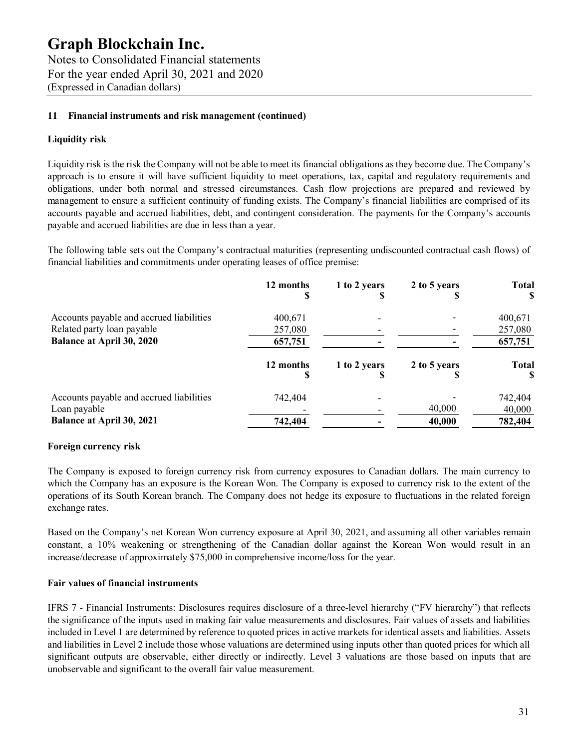### 11 Financial instruments and risk management (continued)

**Liquidity risk**

Liquidity risk is the risk the Company will not be able to meet its financial obligations as they become due. The Company's approach is to ensure it will have sufficient liquidity to meet operations, tax, capital and regulatory requirements and obligations, under both normal and stressed circumstances. Cash flow projections are prepared and reviewed by management to ensure a sufficient continuity of funding exists. The Company's financial liabilities are comprised of its accounts payable and accrued liabilities, debt, and contingent consideration. The payments for the Company's accounts payable and accrued liabilities are due in less than a year.

The following table sets out the Company's contractual maturities (representing undiscounted contractual cash flows) of financial liabilities and commitments under operating leases of office premise:

| | 12 months $ | 1 to 2 years $ | 2 to 5 years $ | Total $ |
|---|---|---|---|---|
| Accounts payable and accrued liabilities | 400,671 | - | - | 400,671 |
| Related party loan payable | 257,080 | - | - | 257,080 |
| **Balance at April 30, 2020** | **657,751** | **-** | **-** | **657,751** |
| | **12 months $** | **1 to 2 years $** | **2 to 5 years $** | **Total $** |
| Accounts payable and accrued liabilities | 742,404 | - | - | 742,404 |
| Loan payable | - | - | 40,000 | 40,000 |
| **Balance at April 30, 2021** | **742,404** | **-** | **40,000** | **782,404** |

**Foreign currency risk**

The Company is exposed to foreign currency risk from currency exposures to Canadian dollars. The main currency to which the Company has an exposure is the Korean Won. The Company is exposed to currency risk to the extent of the operations of its South Korean branch. The Company does not hedge its exposure to fluctuations in the related foreign exchange rates.

Based on the Company's net Korean Won currency exposure at April 30, 2021, and assuming all other variables remain constant, a 10% weakening or strengthening of the Canadian dollar against the Korean Won would result in an increase/decrease of approximately $75,000 in comprehensive income/loss for the year.

**Fair values of financial instruments**

IFRS 7 - Financial Instruments: Disclosures requires disclosure of a three-level hierarchy ("FV hierarchy") that reflects the significance of the inputs used in making fair value measurements and disclosures. Fair values of assets and liabilities included in Level 1 are determined by reference to quoted prices in active markets for identical assets and liabilities. Assets and liabilities in Level 2 include those whose valuations are determined using inputs other than quoted prices for which all significant outputs are observable, either directly or indirectly. Level 3 valuations are those based on inputs that are unobservable and significant to the overall fair value measurement.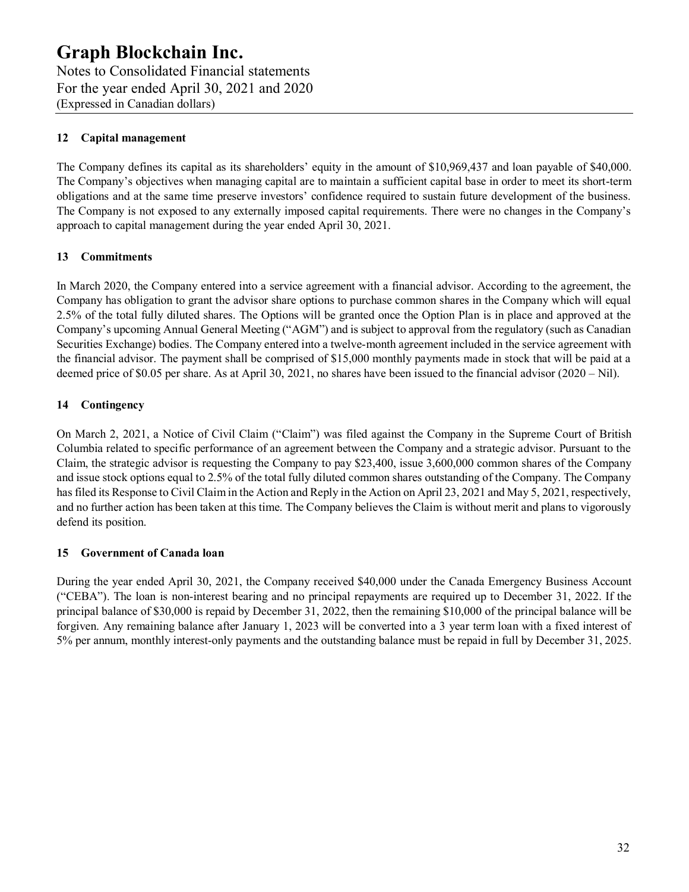## 12 Capital management

The Company defines its capital as its shareholders' equity in the amount of $10,969,437 and loan payable of $40,000. The Company's objectives when managing capital are to maintain a sufficient capital base in order to meet its short-term obligations and at the same time preserve investors' confidence required to sustain future development of the business. The Company is not exposed to any externally imposed capital requirements. There were no changes in the Company's approach to capital management during the year ended April 30, 2021.

## 13 Commitments

In March 2020, the Company entered into a service agreement with a financial advisor. According to the agreement, the Company has obligation to grant the advisor share options to purchase common shares in the Company which will equal 2.5% of the total fully diluted shares. The Options will be granted once the Option Plan is in place and approved at the Company's upcoming Annual General Meeting ("AGM") and is subject to approval from the regulatory (such as Canadian Securities Exchange) bodies. The Company entered into a twelve-month agreement included in the service agreement with the financial advisor. The payment shall be comprised of $15,000 monthly payments made in stock that will be paid at a deemed price of $0.05 per share. As at April 30, 2021, no shares have been issued to the financial advisor (2020 – Nil).

## 14 Contingency

On March 2, 2021, a Notice of Civil Claim ("Claim") was filed against the Company in the Supreme Court of British Columbia related to specific performance of an agreement between the Company and a strategic advisor. Pursuant to the Claim, the strategic advisor is requesting the Company to pay $23,400, issue 3,600,000 common shares of the Company and issue stock options equal to 2.5% of the total fully diluted common shares outstanding of the Company. The Company has filed its Response to Civil Claim in the Action and Reply in the Action on April 23, 2021 and May 5, 2021, respectively, and no further action has been taken at this time. The Company believes the Claim is without merit and plans to vigorously defend its position.

## 15 Government of Canada loan

During the year ended April 30, 2021, the Company received $40,000 under the Canada Emergency Business Account ("CEBA"). The loan is non-interest bearing and no principal repayments are required up to December 31, 2022. If the principal balance of $30,000 is repaid by December 31, 2022, then the remaining $10,000 of the principal balance will be forgiven. Any remaining balance after January 1, 2023 will be converted into a 3 year term loan with a fixed interest of 5% per annum, monthly interest-only payments and the outstanding balance must be repaid in full by December 31, 2025.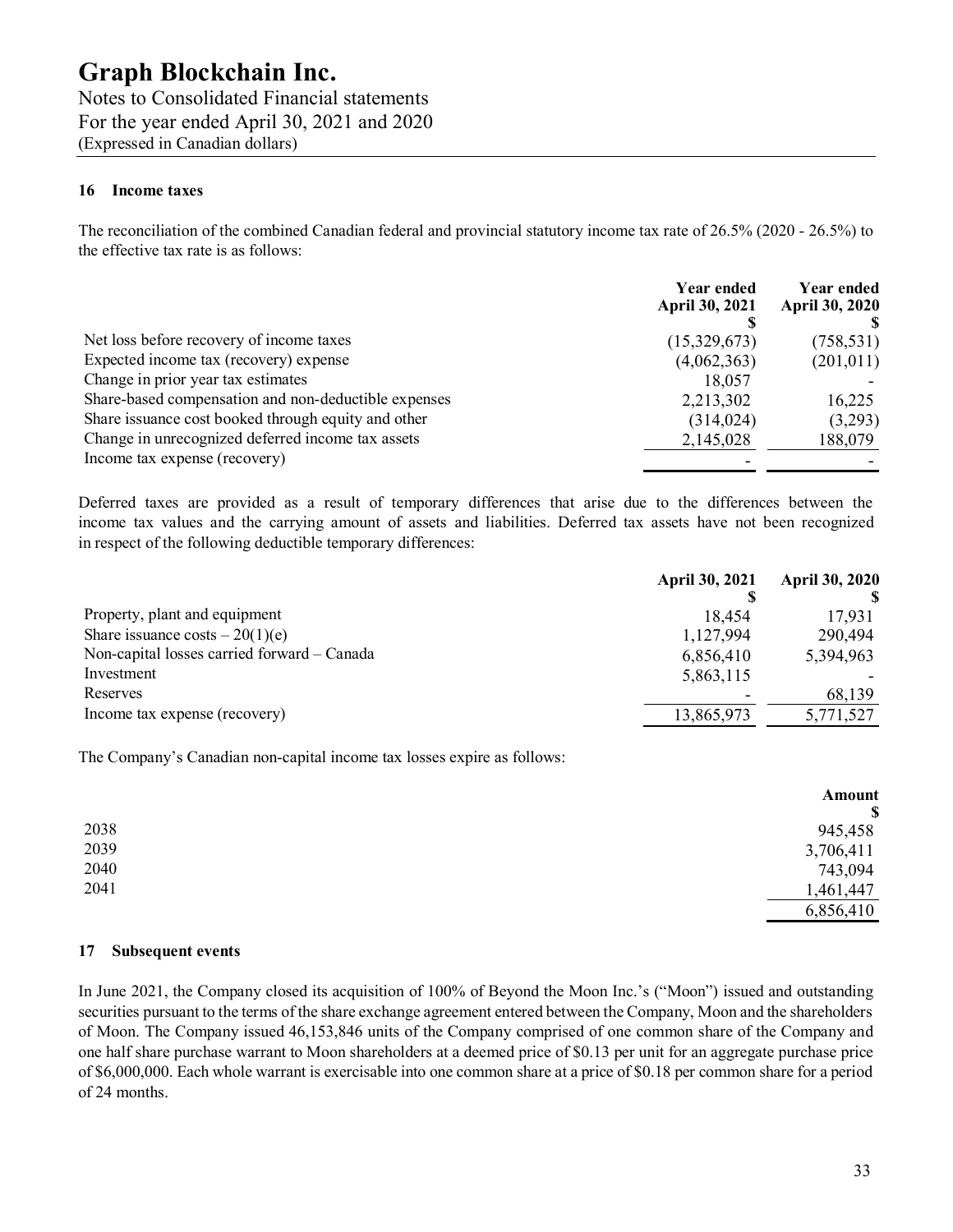# Graph Blockchain Inc.

Notes to Consolidated Financial statements
For the year ended April 30, 2021 and 2020
(Expressed in Canadian dollars)

## 16 Income taxes

The reconciliation of the combined Canadian federal and provincial statutory income tax rate of 26.5% (2020 - 26.5%) to the effective tax rate is as follows:

| | Year ended April 30, 2021 $ | Year ended April 30, 2020 $ |
|---|---|---|
| Net loss before recovery of income taxes | (15,329,673) | (758,531) |
| Expected income tax (recovery) expense | (4,062,363) | (201,011) |
| Change in prior year tax estimates | 18,057 | - |
| Share-based compensation and non-deductible expenses | 2,213,302 | 16,225 |
| Share issuance cost booked through equity and other | (314,024) | (3,293) |
| Change in unrecognized deferred income tax assets | 2,145,028 | 188,079 |
| Income tax expense (recovery) | - | - |

Deferred taxes are provided as a result of temporary differences that arise due to the differences between the income tax values and the carrying amount of assets and liabilities. Deferred tax assets have not been recognized in respect of the following deductible temporary differences:

| | April 30, 2021 $ | April 30, 2020 $ |
|---|---|---|
| Property, plant and equipment | 18,454 | 17,931 |
| Share issuance costs – 20(1)(e) | 1,127,994 | 290,494 |
| Non-capital losses carried forward – Canada | 6,856,410 | 5,394,963 |
| Investment | 5,863,115 | - |
| Reserves | - | 68,139 |
| Income tax expense (recovery) | 13,865,973 | 5,771,527 |

The Company's Canadian non-capital income tax losses expire as follows:

| | Amount $ |
|---|---|
| 2038 | 945,458 |
| 2039 | 3,706,411 |
| 2040 | 743,094 |
| 2041 | 1,461,447 |
| | 6,856,410 |

## 17 Subsequent events

In June 2021, the Company closed its acquisition of 100% of Beyond the Moon Inc.'s ("Moon") issued and outstanding securities pursuant to the terms of the share exchange agreement entered between the Company, Moon and the shareholders of Moon. The Company issued 46,153,846 units of the Company comprised of one common share of the Company and one half share purchase warrant to Moon shareholders at a deemed price of $0.13 per unit for an aggregate purchase price of $6,000,000. Each whole warrant is exercisable into one common share at a price of $0.18 per common share for a period of 24 months.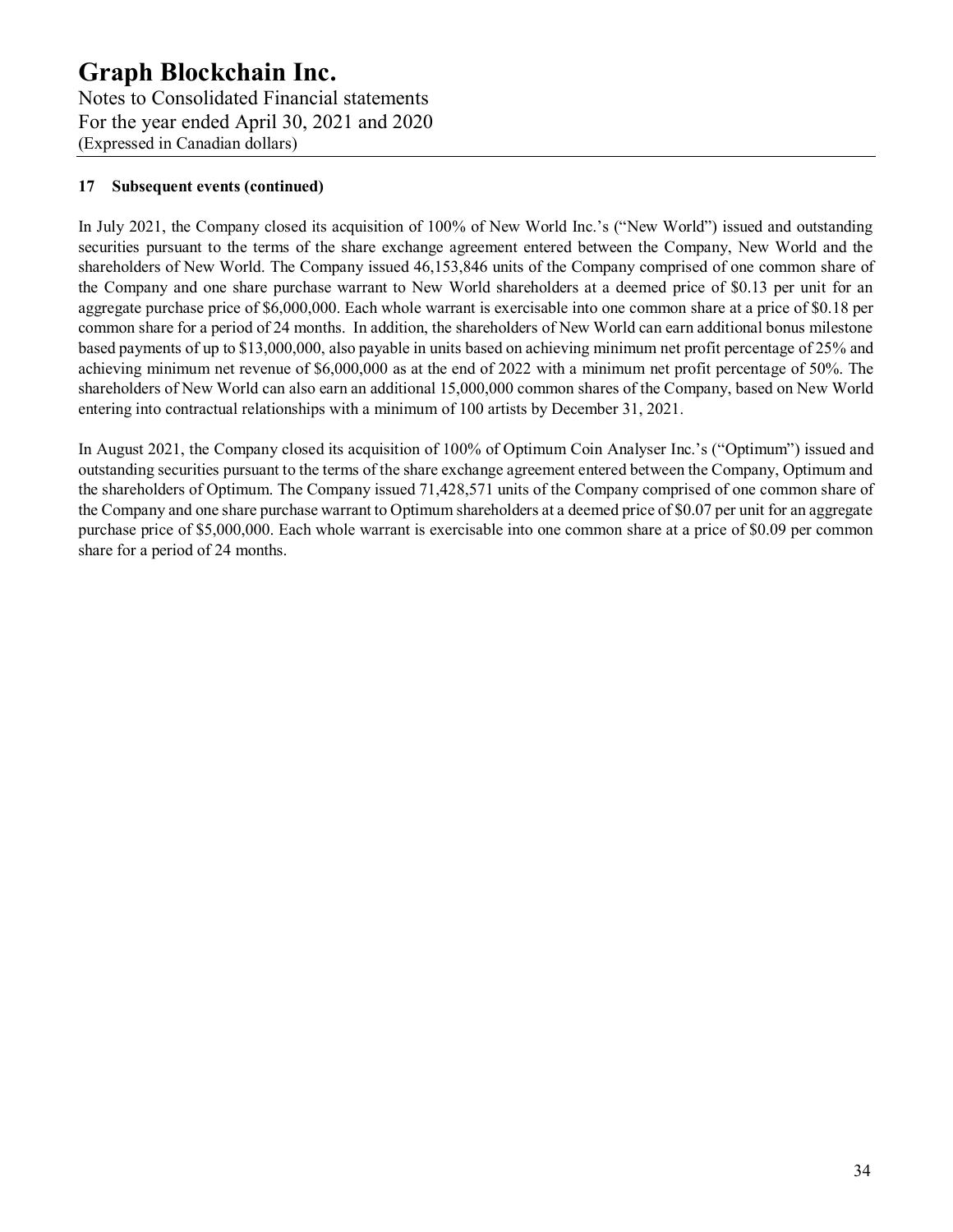# Graph Blockchain Inc.

Notes to Consolidated Financial statements
For the year ended April 30, 2021 and 2020
(Expressed in Canadian dollars)

**17 Subsequent events (continued)**

In July 2021, the Company closed its acquisition of 100% of New World Inc.'s ("New World") issued and outstanding securities pursuant to the terms of the share exchange agreement entered between the Company, New World and the shareholders of New World. The Company issued 46,153,846 units of the Company comprised of one common share of the Company and one share purchase warrant to New World shareholders at a deemed price of $0.13 per unit for an aggregate purchase price of $6,000,000. Each whole warrant is exercisable into one common share at a price of $0.18 per common share for a period of 24 months. In addition, the shareholders of New World can earn additional bonus milestone based payments of up to $13,000,000, also payable in units based on achieving minimum net profit percentage of 25% and achieving minimum net revenue of $6,000,000 as at the end of 2022 with a minimum net profit percentage of 50%. The shareholders of New World can also earn an additional 15,000,000 common shares of the Company, based on New World entering into contractual relationships with a minimum of 100 artists by December 31, 2021.

In August 2021, the Company closed its acquisition of 100% of Optimum Coin Analyser Inc.'s ("Optimum") issued and outstanding securities pursuant to the terms of the share exchange agreement entered between the Company, Optimum and the shareholders of Optimum. The Company issued 71,428,571 units of the Company comprised of one common share of the Company and one share purchase warrant to Optimum shareholders at a deemed price of $0.07 per unit for an aggregate purchase price of $5,000,000. Each whole warrant is exercisable into one common share at a price of $0.09 per common share for a period of 24 months.